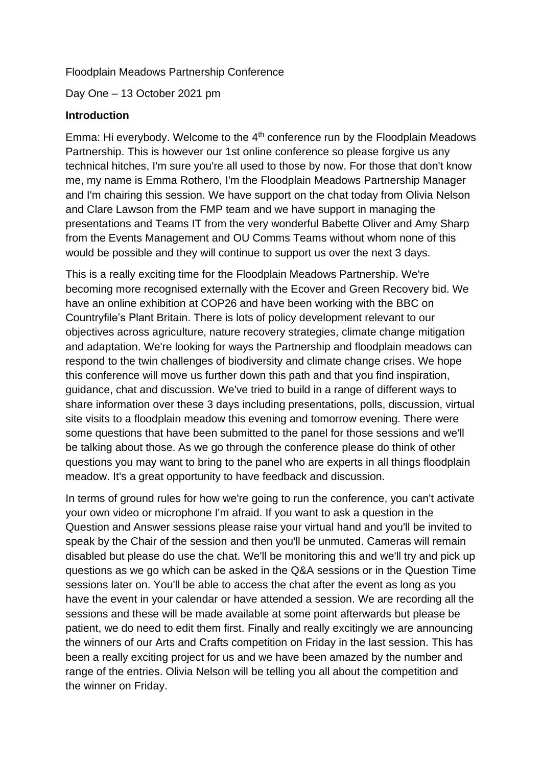Floodplain Meadows Partnership Conference

Day One – 13 October 2021 pm

**Introduction**

Emma: Hi everybody. Welcome to the 4th conference run by the Floodplain Meadows Partnership. This is however our 1st online conference so please forgive us any technical hitches, I'm sure you're all used to those by now. For those that don't know me, my name is Emma Rothero, I'm the Floodplain Meadows Partnership Manager and I'm chairing this session. We have support on the chat today from Olivia Nelson and Clare Lawson from the FMP team and we have support in managing the presentations and Teams IT from the very wonderful Babette Oliver and Amy Sharp from the Events Management and OU Comms Teams without whom none of this would be possible and they will continue to support us over the next 3 days.

This is a really exciting time for the Floodplain Meadows Partnership. We're becoming more recognised externally with the Ecover and Green Recovery bid. We have an online exhibition at COP26 and have been working with the BBC on Countryfile's Plant Britain. There is lots of policy development relevant to our objectives across agriculture, nature recovery strategies, climate change mitigation and adaptation. We're looking for ways the Partnership and floodplain meadows can respond to the twin challenges of biodiversity and climate change crises. We hope this conference will move us further down this path and that you find inspiration, guidance, chat and discussion. We've tried to build in a range of different ways to share information over these 3 days including presentations, polls, discussion, virtual site visits to a floodplain meadow this evening and tomorrow evening. There were some questions that have been submitted to the panel for those sessions and we'll be talking about those. As we go through the conference please do think of other questions you may want to bring to the panel who are experts in all things floodplain meadow. It's a great opportunity to have feedback and discussion.

In terms of ground rules for how we're going to run the conference, you can't activate your own video or microphone I'm afraid. If you want to ask a question in the Question and Answer sessions please raise your virtual hand and you'll be invited to speak by the Chair of the session and then you'll be unmuted. Cameras will remain disabled but please do use the chat. We'll be monitoring this and we'll try and pick up questions as we go which can be asked in the Q&A sessions or in the Question Time sessions later on. You'll be able to access the chat after the event as long as you have the event in your calendar or have attended a session. We are recording all the sessions and these will be made available at some point afterwards but please be patient, we do need to edit them first. Finally and really excitingly we are announcing the winners of our Arts and Crafts competition on Friday in the last session. This has been a really exciting project for us and we have been amazed by the number and range of the entries. Olivia Nelson will be telling you all about the competition and the winner on Friday.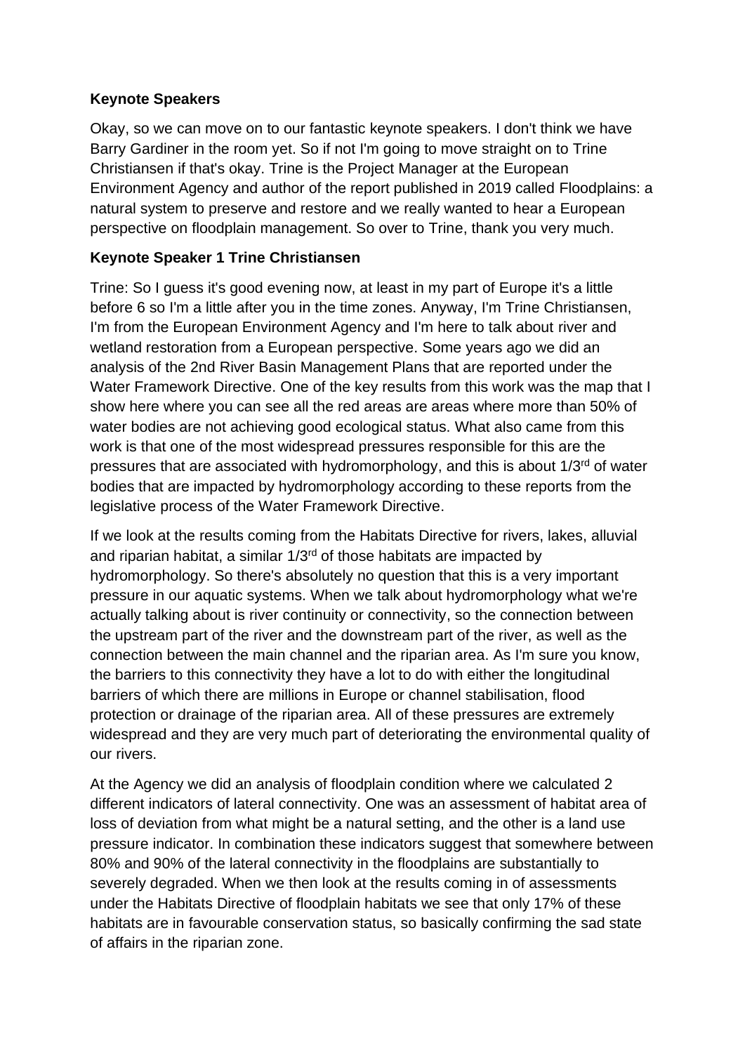**Keynote Speakers**

Okay, so we can move on to our fantastic keynote speakers. I don't think we have Barry Gardiner in the room yet. So if not I'm going to move straight on to Trine Christiansen if that's okay. Trine is the Project Manager at the European Environment Agency and author of the report published in 2019 called Floodplains: a natural system to preserve and restore and we really wanted to hear a European perspective on floodplain management. So over to Trine, thank you very much.

**Keynote Speaker 1 Trine Christiansen**

Trine: So I guess it's good evening now, at least in my part of Europe it's a little before 6 so I'm a little after you in the time zones. Anyway, I'm Trine Christiansen, I'm from the European Environment Agency and I'm here to talk about river and wetland restoration from a European perspective. Some years ago we did an analysis of the 2nd River Basin Management Plans that are reported under the Water Framework Directive. One of the key results from this work was the map that I show here where you can see all the red areas are areas where more than 50% of water bodies are not achieving good ecological status. What also came from this work is that one of the most widespread pressures responsible for this are the pressures that are associated with hydromorphology, and this is about 1/3rd of water bodies that are impacted by hydromorphology according to these reports from the legislative process of the Water Framework Directive.

If we look at the results coming from the Habitats Directive for rivers, lakes, alluvial and riparian habitat, a similar 1/3rd of those habitats are impacted by hydromorphology. So there's absolutely no question that this is a very important pressure in our aquatic systems. When we talk about hydromorphology what we're actually talking about is river continuity or connectivity, so the connection between the upstream part of the river and the downstream part of the river, as well as the connection between the main channel and the riparian area. As I'm sure you know, the barriers to this connectivity they have a lot to do with either the longitudinal barriers of which there are millions in Europe or channel stabilisation, flood protection or drainage of the riparian area. All of these pressures are extremely widespread and they are very much part of deteriorating the environmental quality of our rivers.

At the Agency we did an analysis of floodplain condition where we calculated 2 different indicators of lateral connectivity. One was an assessment of habitat area of loss of deviation from what might be a natural setting, and the other is a land use pressure indicator. In combination these indicators suggest that somewhere between 80% and 90% of the lateral connectivity in the floodplains are substantially to severely degraded. When we then look at the results coming in of assessments under the Habitats Directive of floodplain habitats we see that only 17% of these habitats are in favourable conservation status, so basically confirming the sad state of affairs in the riparian zone.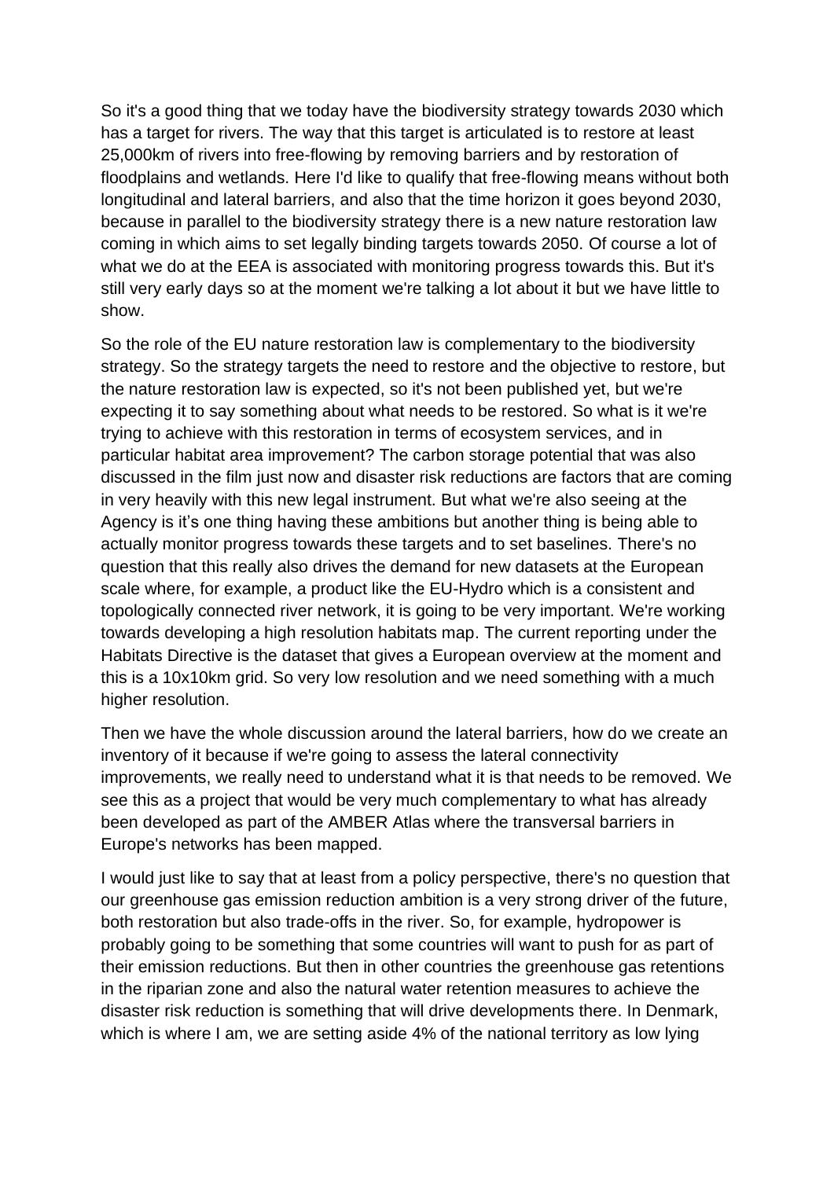So it's a good thing that we today have the biodiversity strategy towards 2030 which has a target for rivers. The way that this target is articulated is to restore at least 25,000km of rivers into free-flowing by removing barriers and by restoration of floodplains and wetlands. Here I'd like to qualify that free-flowing means without both longitudinal and lateral barriers, and also that the time horizon it goes beyond 2030, because in parallel to the biodiversity strategy there is a new nature restoration law coming in which aims to set legally binding targets towards 2050. Of course a lot of what we do at the EEA is associated with monitoring progress towards this. But it's still very early days so at the moment we're talking a lot about it but we have little to show.

So the role of the EU nature restoration law is complementary to the biodiversity strategy. So the strategy targets the need to restore and the objective to restore, but the nature restoration law is expected, so it's not been published yet, but we're expecting it to say something about what needs to be restored. So what is it we're trying to achieve with this restoration in terms of ecosystem services, and in particular habitat area improvement? The carbon storage potential that was also discussed in the film just now and disaster risk reductions are factors that are coming in very heavily with this new legal instrument. But what we're also seeing at the Agency is it's one thing having these ambitions but another thing is being able to actually monitor progress towards these targets and to set baselines. There's no question that this really also drives the demand for new datasets at the European scale where, for example, a product like the EU-Hydro which is a consistent and topologically connected river network, it is going to be very important. We're working towards developing a high resolution habitats map. The current reporting under the Habitats Directive is the dataset that gives a European overview at the moment and this is a 10x10km grid. So very low resolution and we need something with a much higher resolution.

Then we have the whole discussion around the lateral barriers, how do we create an inventory of it because if we're going to assess the lateral connectivity improvements, we really need to understand what it is that needs to be removed. We see this as a project that would be very much complementary to what has already been developed as part of the AMBER Atlas where the transversal barriers in Europe's networks has been mapped.

I would just like to say that at least from a policy perspective, there's no question that our greenhouse gas emission reduction ambition is a very strong driver of the future, both restoration but also trade-offs in the river. So, for example, hydropower is probably going to be something that some countries will want to push for as part of their emission reductions. But then in other countries the greenhouse gas retentions in the riparian zone and also the natural water retention measures to achieve the disaster risk reduction is something that will drive developments there. In Denmark, which is where I am, we are setting aside 4% of the national territory as low lying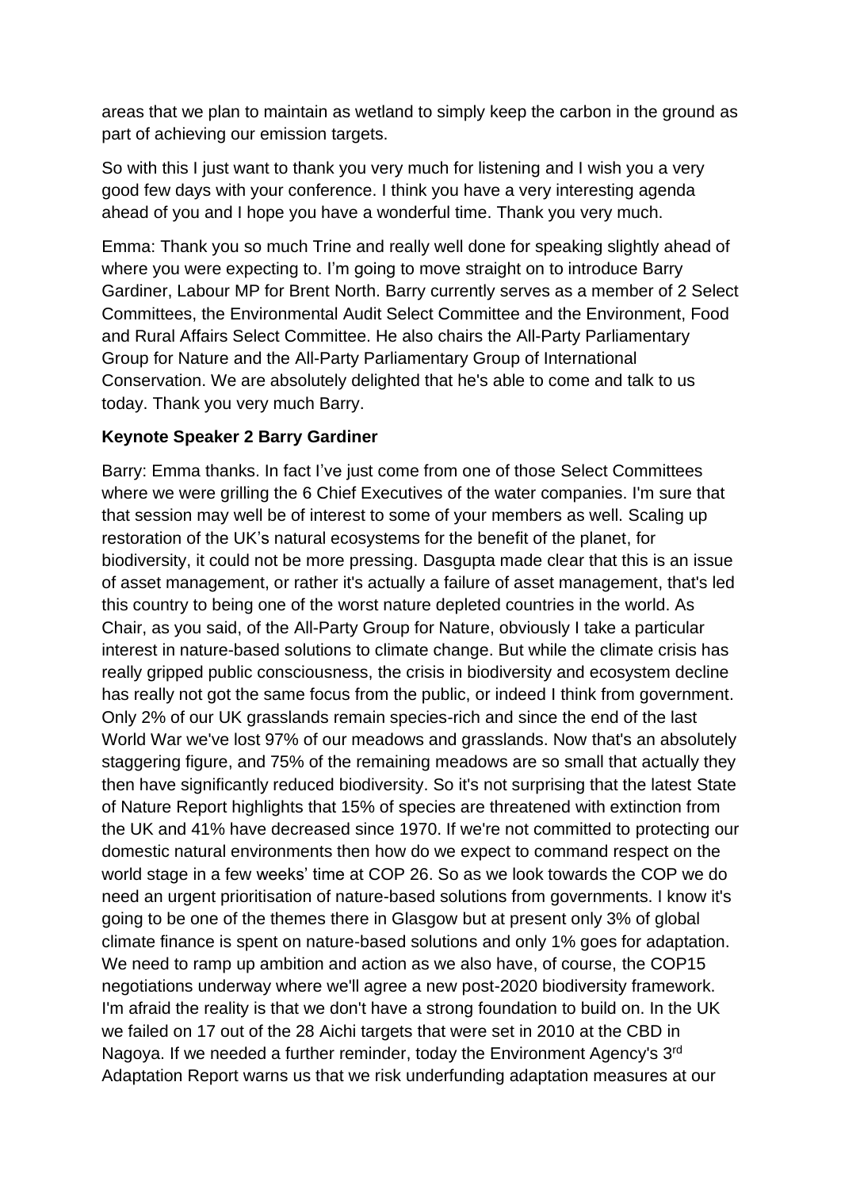areas that we plan to maintain as wetland to simply keep the carbon in the ground as part of achieving our emission targets.

So with this I just want to thank you very much for listening and I wish you a very good few days with your conference. I think you have a very interesting agenda ahead of you and I hope you have a wonderful time. Thank you very much.

Emma: Thank you so much Trine and really well done for speaking slightly ahead of where you were expecting to. I'm going to move straight on to introduce Barry Gardiner, Labour MP for Brent North. Barry currently serves as a member of 2 Select Committees, the Environmental Audit Select Committee and the Environment, Food and Rural Affairs Select Committee. He also chairs the All-Party Parliamentary Group for Nature and the All-Party Parliamentary Group of International Conservation. We are absolutely delighted that he's able to come and talk to us today. Thank you very much Barry.

**Keynote Speaker 2 Barry Gardiner**

Barry: Emma thanks. In fact I've just come from one of those Select Committees where we were grilling the 6 Chief Executives of the water companies. I'm sure that that session may well be of interest to some of your members as well. Scaling up restoration of the UK's natural ecosystems for the benefit of the planet, for biodiversity, it could not be more pressing. Dasgupta made clear that this is an issue of asset management, or rather it's actually a failure of asset management, that's led this country to being one of the worst nature depleted countries in the world. As Chair, as you said, of the All-Party Group for Nature, obviously I take a particular interest in nature-based solutions to climate change. But while the climate crisis has really gripped public consciousness, the crisis in biodiversity and ecosystem decline has really not got the same focus from the public, or indeed I think from government. Only 2% of our UK grasslands remain species-rich and since the end of the last World War we've lost 97% of our meadows and grasslands. Now that's an absolutely staggering figure, and 75% of the remaining meadows are so small that actually they then have significantly reduced biodiversity. So it's not surprising that the latest State of Nature Report highlights that 15% of species are threatened with extinction from the UK and 41% have decreased since 1970. If we're not committed to protecting our domestic natural environments then how do we expect to command respect on the world stage in a few weeks' time at COP 26. So as we look towards the COP we do need an urgent prioritisation of nature-based solutions from governments. I know it's going to be one of the themes there in Glasgow but at present only 3% of global climate finance is spent on nature-based solutions and only 1% goes for adaptation. We need to ramp up ambition and action as we also have, of course, the COP15 negotiations underway where we'll agree a new post-2020 biodiversity framework. I'm afraid the reality is that we don't have a strong foundation to build on. In the UK we failed on 17 out of the 28 Aichi targets that were set in 2010 at the CBD in Nagoya. If we needed a further reminder, today the Environment Agency's 3rd Adaptation Report warns us that we risk underfunding adaptation measures at our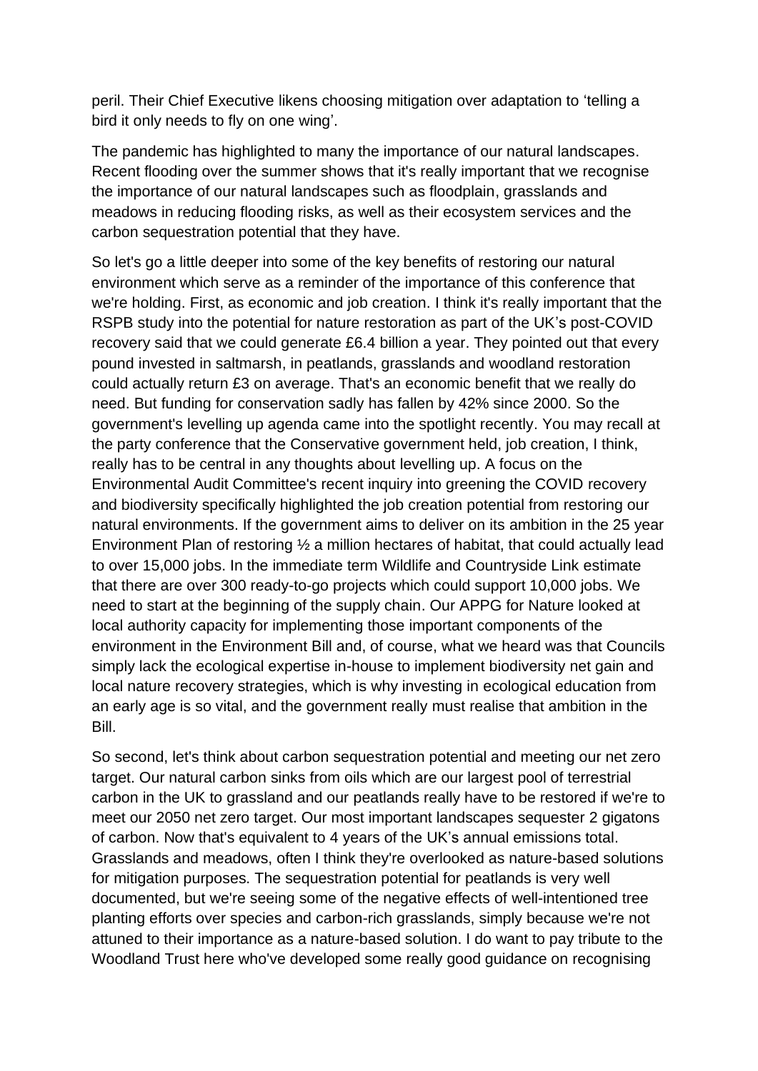peril. Their Chief Executive likens choosing mitigation over adaptation to 'telling a bird it only needs to fly on one wing'.

The pandemic has highlighted to many the importance of our natural landscapes. Recent flooding over the summer shows that it's really important that we recognise the importance of our natural landscapes such as floodplain, grasslands and meadows in reducing flooding risks, as well as their ecosystem services and the carbon sequestration potential that they have.

So let's go a little deeper into some of the key benefits of restoring our natural environment which serve as a reminder of the importance of this conference that we're holding. First, as economic and job creation. I think it's really important that the RSPB study into the potential for nature restoration as part of the UK's post-COVID recovery said that we could generate £6.4 billion a year. They pointed out that every pound invested in saltmarsh, in peatlands, grasslands and woodland restoration could actually return £3 on average. That's an economic benefit that we really do need. But funding for conservation sadly has fallen by 42% since 2000. So the government's levelling up agenda came into the spotlight recently. You may recall at the party conference that the Conservative government held, job creation, I think, really has to be central in any thoughts about levelling up. A focus on the Environmental Audit Committee's recent inquiry into greening the COVID recovery and biodiversity specifically highlighted the job creation potential from restoring our natural environments. If the government aims to deliver on its ambition in the 25 year Environment Plan of restoring ½ a million hectares of habitat, that could actually lead to over 15,000 jobs. In the immediate term Wildlife and Countryside Link estimate that there are over 300 ready-to-go projects which could support 10,000 jobs. We need to start at the beginning of the supply chain. Our APPG for Nature looked at local authority capacity for implementing those important components of the environment in the Environment Bill and, of course, what we heard was that Councils simply lack the ecological expertise in-house to implement biodiversity net gain and local nature recovery strategies, which is why investing in ecological education from an early age is so vital, and the government really must realise that ambition in the Bill.

So second, let's think about carbon sequestration potential and meeting our net zero target. Our natural carbon sinks from oils which are our largest pool of terrestrial carbon in the UK to grassland and our peatlands really have to be restored if we're to meet our 2050 net zero target. Our most important landscapes sequester 2 gigatons of carbon. Now that's equivalent to 4 years of the UK's annual emissions total. Grasslands and meadows, often I think they're overlooked as nature-based solutions for mitigation purposes. The sequestration potential for peatlands is very well documented, but we're seeing some of the negative effects of well-intentioned tree planting efforts over species and carbon-rich grasslands, simply because we're not attuned to their importance as a nature-based solution. I do want to pay tribute to the Woodland Trust here who've developed some really good guidance on recognising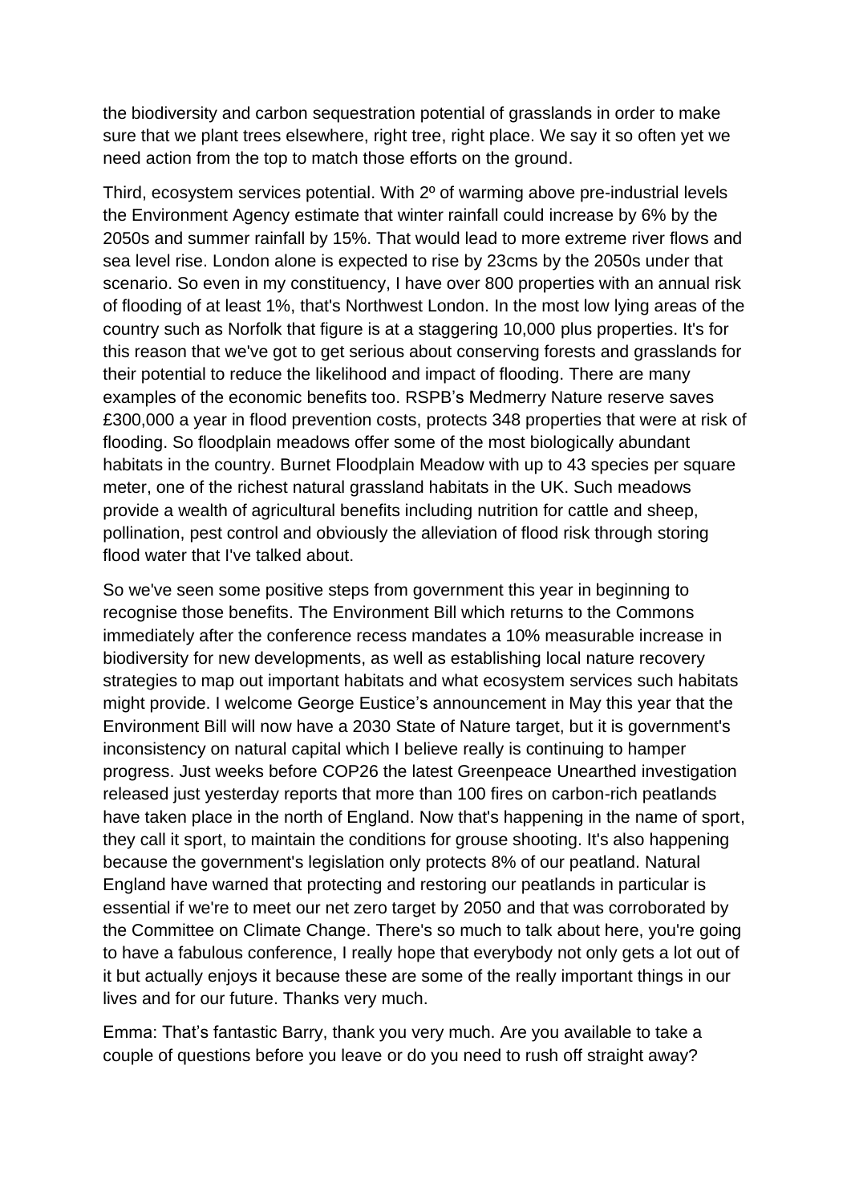the biodiversity and carbon sequestration potential of grasslands in order to make sure that we plant trees elsewhere, right tree, right place. We say it so often yet we need action from the top to match those efforts on the ground.

Third, ecosystem services potential. With 2º of warming above pre-industrial levels the Environment Agency estimate that winter rainfall could increase by 6% by the 2050s and summer rainfall by 15%. That would lead to more extreme river flows and sea level rise. London alone is expected to rise by 23cms by the 2050s under that scenario. So even in my constituency, I have over 800 properties with an annual risk of flooding of at least 1%, that's Northwest London. In the most low lying areas of the country such as Norfolk that figure is at a staggering 10,000 plus properties. It's for this reason that we've got to get serious about conserving forests and grasslands for their potential to reduce the likelihood and impact of flooding. There are many examples of the economic benefits too. RSPB's Medmerry Nature reserve saves £300,000 a year in flood prevention costs, protects 348 properties that were at risk of flooding. So floodplain meadows offer some of the most biologically abundant habitats in the country. Burnet Floodplain Meadow with up to 43 species per square meter, one of the richest natural grassland habitats in the UK. Such meadows provide a wealth of agricultural benefits including nutrition for cattle and sheep, pollination, pest control and obviously the alleviation of flood risk through storing flood water that I've talked about.

So we've seen some positive steps from government this year in beginning to recognise those benefits. The Environment Bill which returns to the Commons immediately after the conference recess mandates a 10% measurable increase in biodiversity for new developments, as well as establishing local nature recovery strategies to map out important habitats and what ecosystem services such habitats might provide. I welcome George Eustice's announcement in May this year that the Environment Bill will now have a 2030 State of Nature target, but it is government's inconsistency on natural capital which I believe really is continuing to hamper progress. Just weeks before COP26 the latest Greenpeace Unearthed investigation released just yesterday reports that more than 100 fires on carbon-rich peatlands have taken place in the north of England. Now that's happening in the name of sport, they call it sport, to maintain the conditions for grouse shooting. It's also happening because the government's legislation only protects 8% of our peatland. Natural England have warned that protecting and restoring our peatlands in particular is essential if we're to meet our net zero target by 2050 and that was corroborated by the Committee on Climate Change. There's so much to talk about here, you're going to have a fabulous conference, I really hope that everybody not only gets a lot out of it but actually enjoys it because these are some of the really important things in our lives and for our future. Thanks very much.

Emma: That's fantastic Barry, thank you very much. Are you available to take a couple of questions before you leave or do you need to rush off straight away?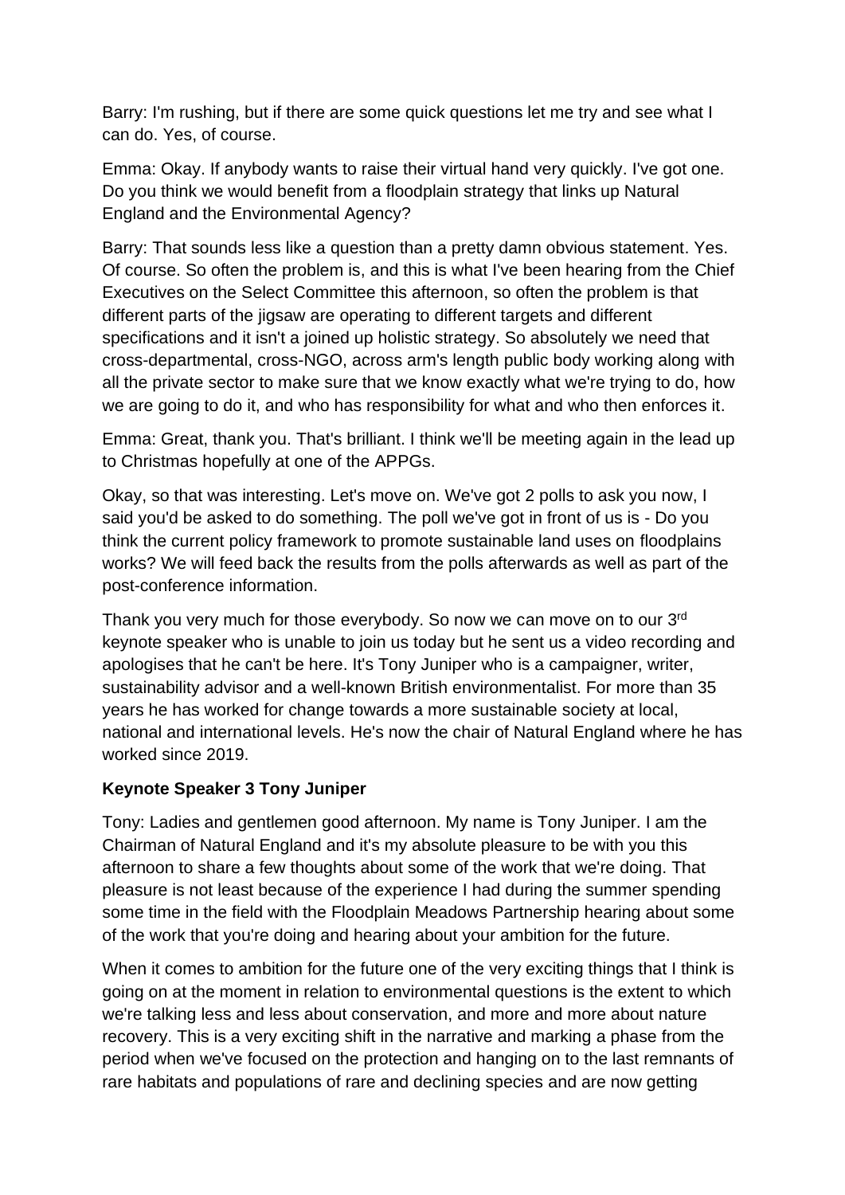Barry: I'm rushing, but if there are some quick questions let me try and see what I can do. Yes, of course.

Emma: Okay. If anybody wants to raise their virtual hand very quickly. I've got one. Do you think we would benefit from a floodplain strategy that links up Natural England and the Environmental Agency?

Barry: That sounds less like a question than a pretty damn obvious statement. Yes. Of course. So often the problem is, and this is what I've been hearing from the Chief Executives on the Select Committee this afternoon, so often the problem is that different parts of the jigsaw are operating to different targets and different specifications and it isn't a joined up holistic strategy. So absolutely we need that cross-departmental, cross-NGO, across arm's length public body working along with all the private sector to make sure that we know exactly what we're trying to do, how we are going to do it, and who has responsibility for what and who then enforces it.

Emma: Great, thank you. That's brilliant. I think we'll be meeting again in the lead up to Christmas hopefully at one of the APPGs.

Okay, so that was interesting. Let's move on. We've got 2 polls to ask you now, I said you'd be asked to do something. The poll we've got in front of us is - Do you think the current policy framework to promote sustainable land uses on floodplains works? We will feed back the results from the polls afterwards as well as part of the post-conference information.

Thank you very much for those everybody. So now we can move on to our 3rd keynote speaker who is unable to join us today but he sent us a video recording and apologises that he can't be here. It's Tony Juniper who is a campaigner, writer, sustainability advisor and a well-known British environmentalist. For more than 35 years he has worked for change towards a more sustainable society at local, national and international levels. He's now the chair of Natural England where he has worked since 2019.

**Keynote Speaker 3 Tony Juniper**

Tony: Ladies and gentlemen good afternoon. My name is Tony Juniper. I am the Chairman of Natural England and it's my absolute pleasure to be with you this afternoon to share a few thoughts about some of the work that we're doing. That pleasure is not least because of the experience I had during the summer spending some time in the field with the Floodplain Meadows Partnership hearing about some of the work that you're doing and hearing about your ambition for the future.

When it comes to ambition for the future one of the very exciting things that I think is going on at the moment in relation to environmental questions is the extent to which we're talking less and less about conservation, and more and more about nature recovery. This is a very exciting shift in the narrative and marking a phase from the period when we've focused on the protection and hanging on to the last remnants of rare habitats and populations of rare and declining species and are now getting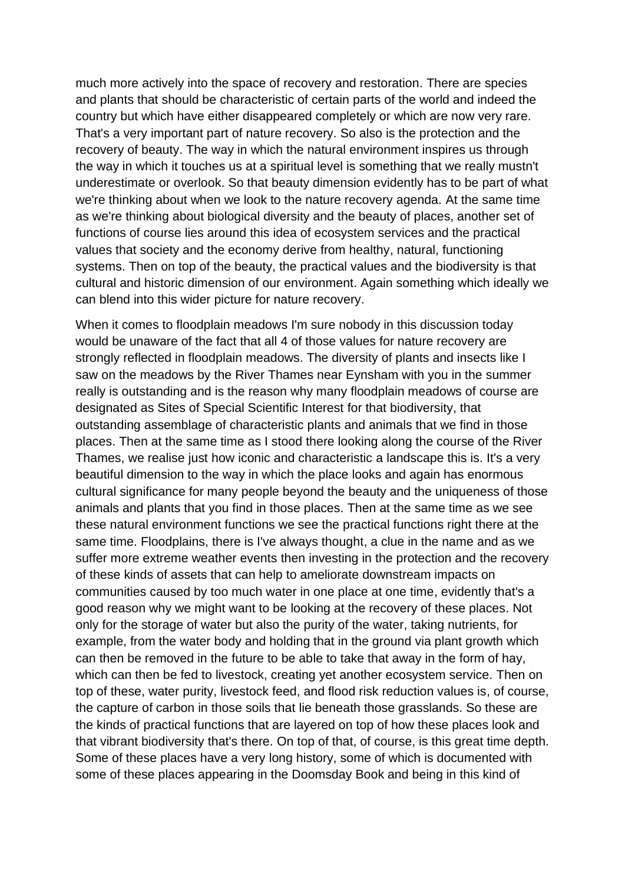much more actively into the space of recovery and restoration. There are species and plants that should be characteristic of certain parts of the world and indeed the country but which have either disappeared completely or which are now very rare. That's a very important part of nature recovery. So also is the protection and the recovery of beauty. The way in which the natural environment inspires us through the way in which it touches us at a spiritual level is something that we really mustn't underestimate or overlook. So that beauty dimension evidently has to be part of what we're thinking about when we look to the nature recovery agenda. At the same time as we're thinking about biological diversity and the beauty of places, another set of functions of course lies around this idea of ecosystem services and the practical values that society and the economy derive from healthy, natural, functioning systems. Then on top of the beauty, the practical values and the biodiversity is that cultural and historic dimension of our environment. Again something which ideally we can blend into this wider picture for nature recovery.

When it comes to floodplain meadows I'm sure nobody in this discussion today would be unaware of the fact that all 4 of those values for nature recovery are strongly reflected in floodplain meadows. The diversity of plants and insects like I saw on the meadows by the River Thames near Eynsham with you in the summer really is outstanding and is the reason why many floodplain meadows of course are designated as Sites of Special Scientific Interest for that biodiversity, that outstanding assemblage of characteristic plants and animals that we find in those places. Then at the same time as I stood there looking along the course of the River Thames, we realise just how iconic and characteristic a landscape this is. It's a very beautiful dimension to the way in which the place looks and again has enormous cultural significance for many people beyond the beauty and the uniqueness of those animals and plants that you find in those places. Then at the same time as we see these natural environment functions we see the practical functions right there at the same time. Floodplains, there is I've always thought, a clue in the name and as we suffer more extreme weather events then investing in the protection and the recovery of these kinds of assets that can help to ameliorate downstream impacts on communities caused by too much water in one place at one time, evidently that's a good reason why we might want to be looking at the recovery of these places. Not only for the storage of water but also the purity of the water, taking nutrients, for example, from the water body and holding that in the ground via plant growth which can then be removed in the future to be able to take that away in the form of hay, which can then be fed to livestock, creating yet another ecosystem service. Then on top of these, water purity, livestock feed, and flood risk reduction values is, of course, the capture of carbon in those soils that lie beneath those grasslands. So these are the kinds of practical functions that are layered on top of how these places look and that vibrant biodiversity that's there. On top of that, of course, is this great time depth. Some of these places have a very long history, some of which is documented with some of these places appearing in the Doomsday Book and being in this kind of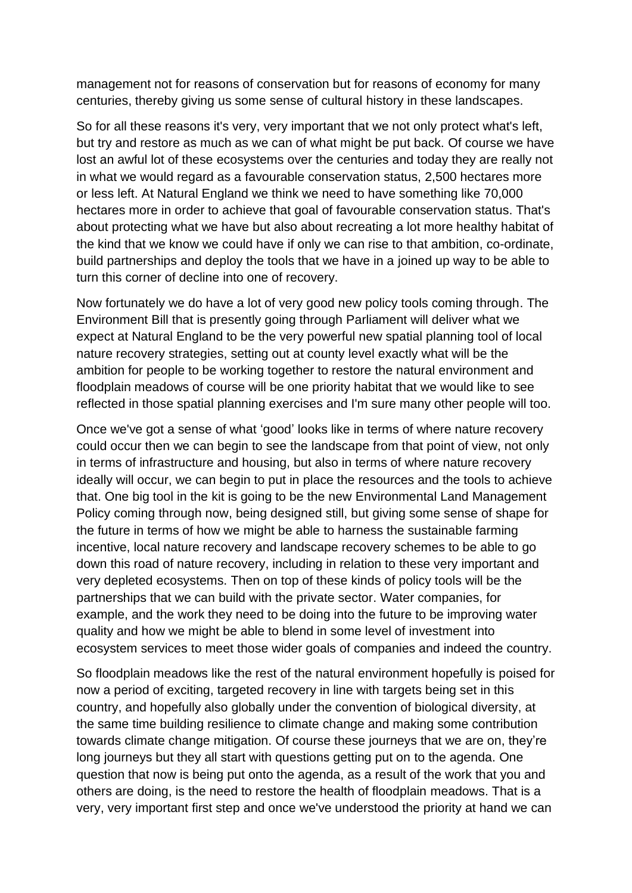management not for reasons of conservation but for reasons of economy for many centuries, thereby giving us some sense of cultural history in these landscapes.

So for all these reasons it's very, very important that we not only protect what's left, but try and restore as much as we can of what might be put back. Of course we have lost an awful lot of these ecosystems over the centuries and today they are really not in what we would regard as a favourable conservation status, 2,500 hectares more or less left. At Natural England we think we need to have something like 70,000 hectares more in order to achieve that goal of favourable conservation status. That's about protecting what we have but also about recreating a lot more healthy habitat of the kind that we know we could have if only we can rise to that ambition, co-ordinate, build partnerships and deploy the tools that we have in a joined up way to be able to turn this corner of decline into one of recovery.

Now fortunately we do have a lot of very good new policy tools coming through. The Environment Bill that is presently going through Parliament will deliver what we expect at Natural England to be the very powerful new spatial planning tool of local nature recovery strategies, setting out at county level exactly what will be the ambition for people to be working together to restore the natural environment and floodplain meadows of course will be one priority habitat that we would like to see reflected in those spatial planning exercises and I'm sure many other people will too.

Once we've got a sense of what 'good' looks like in terms of where nature recovery could occur then we can begin to see the landscape from that point of view, not only in terms of infrastructure and housing, but also in terms of where nature recovery ideally will occur, we can begin to put in place the resources and the tools to achieve that. One big tool in the kit is going to be the new Environmental Land Management Policy coming through now, being designed still, but giving some sense of shape for the future in terms of how we might be able to harness the sustainable farming incentive, local nature recovery and landscape recovery schemes to be able to go down this road of nature recovery, including in relation to these very important and very depleted ecosystems. Then on top of these kinds of policy tools will be the partnerships that we can build with the private sector. Water companies, for example, and the work they need to be doing into the future to be improving water quality and how we might be able to blend in some level of investment into ecosystem services to meet those wider goals of companies and indeed the country.

So floodplain meadows like the rest of the natural environment hopefully is poised for now a period of exciting, targeted recovery in line with targets being set in this country, and hopefully also globally under the convention of biological diversity, at the same time building resilience to climate change and making some contribution towards climate change mitigation. Of course these journeys that we are on, they're long journeys but they all start with questions getting put on to the agenda. One question that now is being put onto the agenda, as a result of the work that you and others are doing, is the need to restore the health of floodplain meadows. That is a very, very important first step and once we've understood the priority at hand we can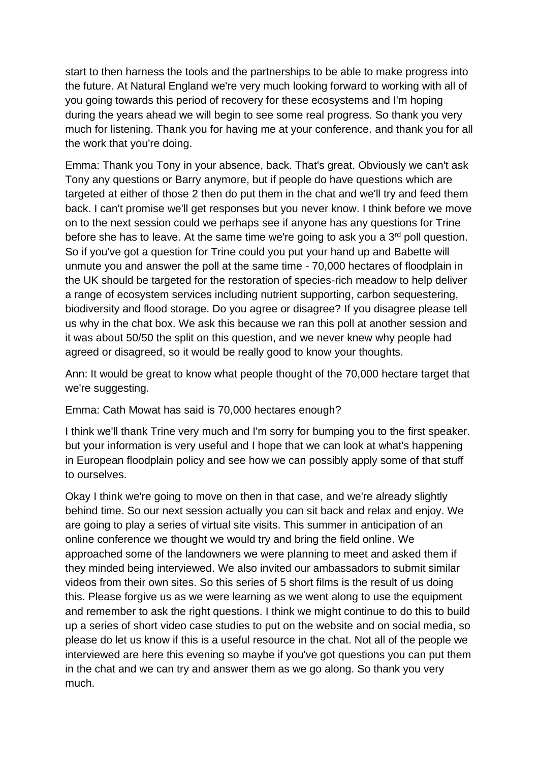start to then harness the tools and the partnerships to be able to make progress into the future. At Natural England we're very much looking forward to working with all of you going towards this period of recovery for these ecosystems and I'm hoping during the years ahead we will begin to see some real progress. So thank you very much for listening. Thank you for having me at your conference. and thank you for all the work that you're doing.

Emma: Thank you Tony in your absence, back. That's great. Obviously we can't ask Tony any questions or Barry anymore, but if people do have questions which are targeted at either of those 2 then do put them in the chat and we'll try and feed them back. I can't promise we'll get responses but you never know. I think before we move on to the next session could we perhaps see if anyone has any questions for Trine before she has to leave. At the same time we're going to ask you a 3rd poll question. So if you've got a question for Trine could you put your hand up and Babette will unmute you and answer the poll at the same time - 70,000 hectares of floodplain in the UK should be targeted for the restoration of species-rich meadow to help deliver a range of ecosystem services including nutrient supporting, carbon sequestering, biodiversity and flood storage. Do you agree or disagree? If you disagree please tell us why in the chat box. We ask this because we ran this poll at another session and it was about 50/50 the split on this question, and we never knew why people had agreed or disagreed, so it would be really good to know your thoughts.

Ann: It would be great to know what people thought of the 70,000 hectare target that we're suggesting.

Emma: Cath Mowat has said is 70,000 hectares enough?

I think we'll thank Trine very much and I'm sorry for bumping you to the first speaker. but your information is very useful and I hope that we can look at what's happening in European floodplain policy and see how we can possibly apply some of that stuff to ourselves.

Okay I think we're going to move on then in that case, and we're already slightly behind time. So our next session actually you can sit back and relax and enjoy. We are going to play a series of virtual site visits. This summer in anticipation of an online conference we thought we would try and bring the field online. We approached some of the landowners we were planning to meet and asked them if they minded being interviewed. We also invited our ambassadors to submit similar videos from their own sites. So this series of 5 short films is the result of us doing this. Please forgive us as we were learning as we went along to use the equipment and remember to ask the right questions. I think we might continue to do this to build up a series of short video case studies to put on the website and on social media, so please do let us know if this is a useful resource in the chat. Not all of the people we interviewed are here this evening so maybe if you've got questions you can put them in the chat and we can try and answer them as we go along. So thank you very much.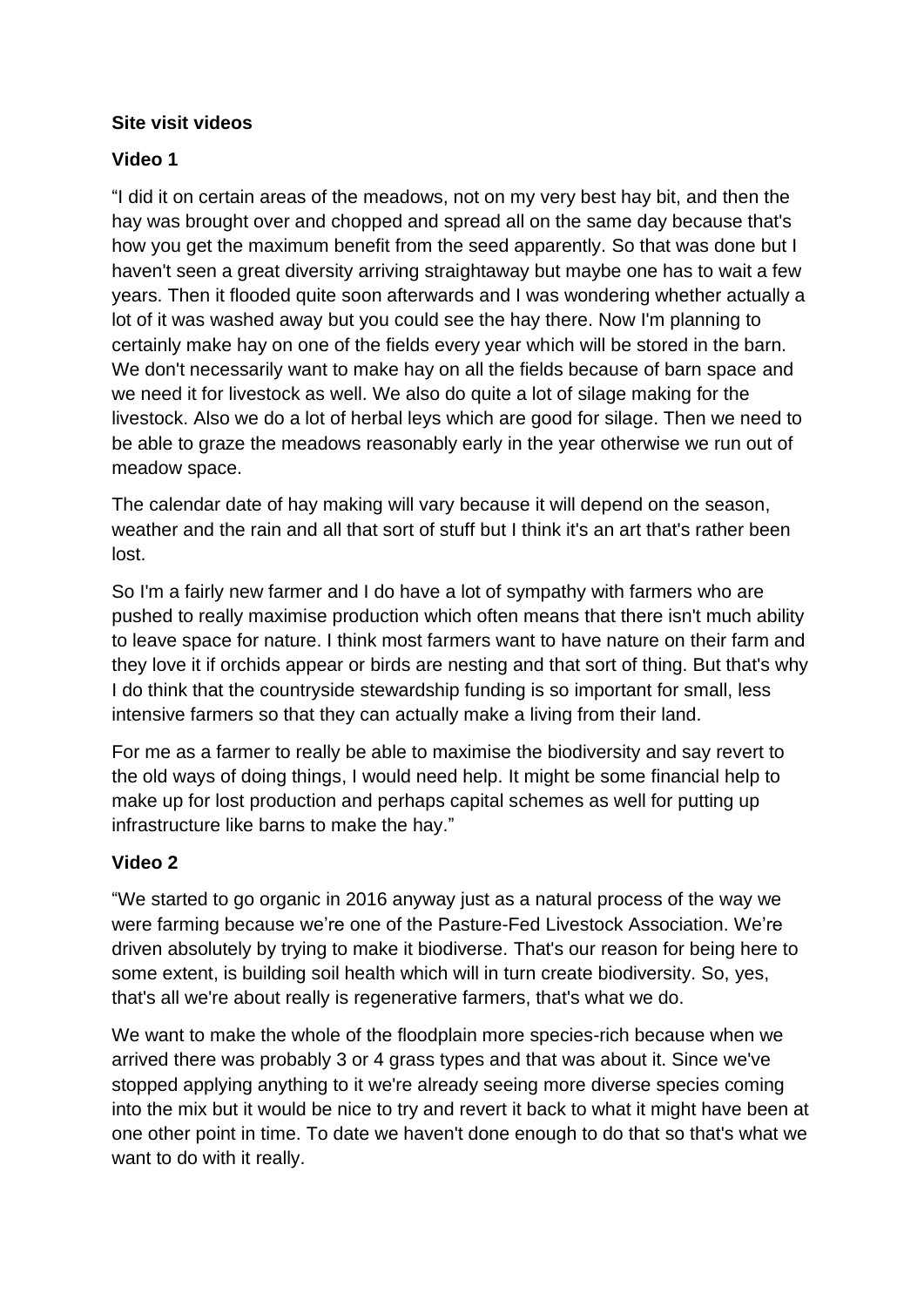**Site visit videos**

**Video 1**

"I did it on certain areas of the meadows, not on my very best hay bit, and then the hay was brought over and chopped and spread all on the same day because that's how you get the maximum benefit from the seed apparently. So that was done but I haven't seen a great diversity arriving straightaway but maybe one has to wait a few years. Then it flooded quite soon afterwards and I was wondering whether actually a lot of it was washed away but you could see the hay there. Now I'm planning to certainly make hay on one of the fields every year which will be stored in the barn. We don't necessarily want to make hay on all the fields because of barn space and we need it for livestock as well. We also do quite a lot of silage making for the livestock. Also we do a lot of herbal leys which are good for silage. Then we need to be able to graze the meadows reasonably early in the year otherwise we run out of meadow space.

The calendar date of hay making will vary because it will depend on the season, weather and the rain and all that sort of stuff but I think it's an art that's rather been lost.

So I'm a fairly new farmer and I do have a lot of sympathy with farmers who are pushed to really maximise production which often means that there isn't much ability to leave space for nature. I think most farmers want to have nature on their farm and they love it if orchids appear or birds are nesting and that sort of thing. But that's why I do think that the countryside stewardship funding is so important for small, less intensive farmers so that they can actually make a living from their land.

For me as a farmer to really be able to maximise the biodiversity and say revert to the old ways of doing things, I would need help. It might be some financial help to make up for lost production and perhaps capital schemes as well for putting up infrastructure like barns to make the hay."

**Video 2**

"We started to go organic in 2016 anyway just as a natural process of the way we were farming because we're one of the Pasture-Fed Livestock Association. We're driven absolutely by trying to make it biodiverse. That's our reason for being here to some extent, is building soil health which will in turn create biodiversity. So, yes, that's all we're about really is regenerative farmers, that's what we do.

We want to make the whole of the floodplain more species-rich because when we arrived there was probably 3 or 4 grass types and that was about it. Since we've stopped applying anything to it we're already seeing more diverse species coming into the mix but it would be nice to try and revert it back to what it might have been at one other point in time. To date we haven't done enough to do that so that's what we want to do with it really.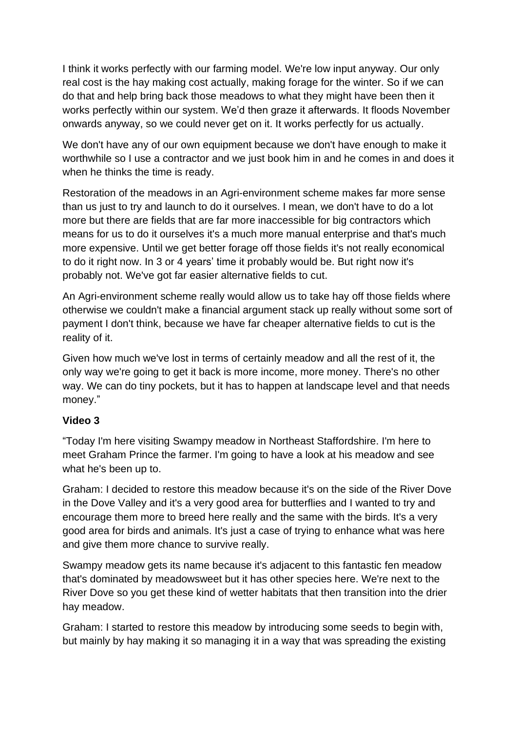I think it works perfectly with our farming model. We're low input anyway. Our only real cost is the hay making cost actually, making forage for the winter. So if we can do that and help bring back those meadows to what they might have been then it works perfectly within our system. We'd then graze it afterwards. It floods November onwards anyway, so we could never get on it. It works perfectly for us actually.

We don't have any of our own equipment because we don't have enough to make it worthwhile so I use a contractor and we just book him in and he comes in and does it when he thinks the time is ready.

Restoration of the meadows in an Agri-environment scheme makes far more sense than us just to try and launch to do it ourselves. I mean, we don't have to do a lot more but there are fields that are far more inaccessible for big contractors which means for us to do it ourselves it's a much more manual enterprise and that's much more expensive. Until we get better forage off those fields it's not really economical to do it right now. In 3 or 4 years' time it probably would be. But right now it's probably not. We've got far easier alternative fields to cut.

An Agri-environment scheme really would allow us to take hay off those fields where otherwise we couldn't make a financial argument stack up really without some sort of payment I don't think, because we have far cheaper alternative fields to cut is the reality of it.

Given how much we've lost in terms of certainly meadow and all the rest of it, the only way we're going to get it back is more income, more money. There's no other way. We can do tiny pockets, but it has to happen at landscape level and that needs money."

**Video 3**

"Today I'm here visiting Swampy meadow in Northeast Staffordshire. I'm here to meet Graham Prince the farmer. I'm going to have a look at his meadow and see what he's been up to.

Graham: I decided to restore this meadow because it's on the side of the River Dove in the Dove Valley and it's a very good area for butterflies and I wanted to try and encourage them more to breed here really and the same with the birds. It's a very good area for birds and animals. It's just a case of trying to enhance what was here and give them more chance to survive really.

Swampy meadow gets its name because it's adjacent to this fantastic fen meadow that's dominated by meadowsweet but it has other species here. We're next to the River Dove so you get these kind of wetter habitats that then transition into the drier hay meadow.

Graham: I started to restore this meadow by introducing some seeds to begin with, but mainly by hay making it so managing it in a way that was spreading the existing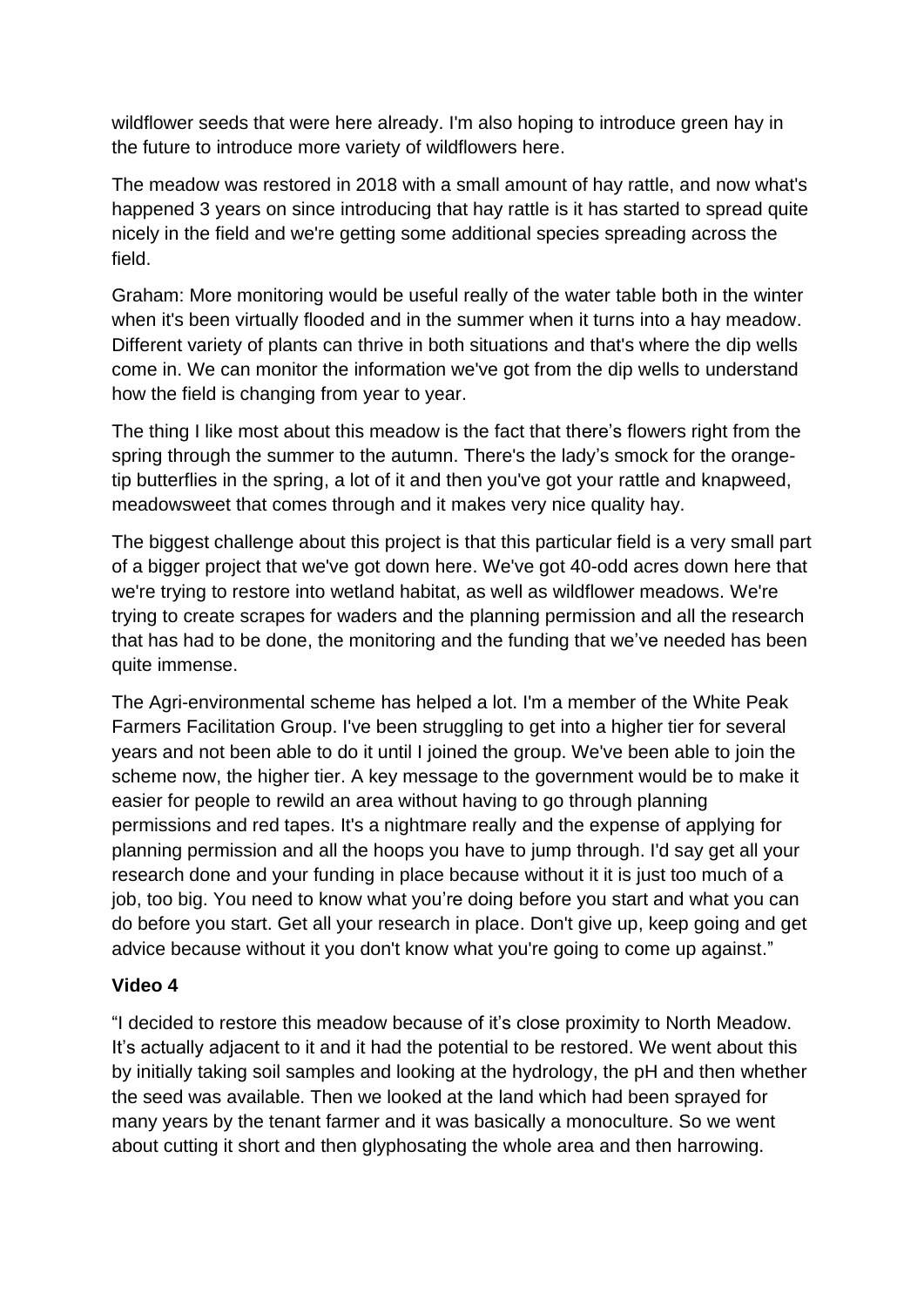wildflower seeds that were here already. I'm also hoping to introduce green hay in the future to introduce more variety of wildflowers here.

The meadow was restored in 2018 with a small amount of hay rattle, and now what's happened 3 years on since introducing that hay rattle is it has started to spread quite nicely in the field and we're getting some additional species spreading across the field.

Graham: More monitoring would be useful really of the water table both in the winter when it's been virtually flooded and in the summer when it turns into a hay meadow. Different variety of plants can thrive in both situations and that's where the dip wells come in. We can monitor the information we've got from the dip wells to understand how the field is changing from year to year.

The thing I like most about this meadow is the fact that there's flowers right from the spring through the summer to the autumn. There's the lady's smock for the orange-tip butterflies in the spring, a lot of it and then you've got your rattle and knapweed, meadowsweet that comes through and it makes very nice quality hay.

The biggest challenge about this project is that this particular field is a very small part of a bigger project that we've got down here. We've got 40-odd acres down here that we're trying to restore into wetland habitat, as well as wildflower meadows. We're trying to create scrapes for waders and the planning permission and all the research that has had to be done, the monitoring and the funding that we've needed has been quite immense.

The Agri-environmental scheme has helped a lot. I'm a member of the White Peak Farmers Facilitation Group. I've been struggling to get into a higher tier for several years and not been able to do it until I joined the group. We've been able to join the scheme now, the higher tier. A key message to the government would be to make it easier for people to rewild an area without having to go through planning permissions and red tapes. It's a nightmare really and the expense of applying for planning permission and all the hoops you have to jump through. I'd say get all your research done and your funding in place because without it it is just too much of a job, too big. You need to know what you're doing before you start and what you can do before you start. Get all your research in place. Don't give up, keep going and get advice because without it you don't know what you're going to come up against."

**Video 4**

"I decided to restore this meadow because of it's close proximity to North Meadow. It's actually adjacent to it and it had the potential to be restored. We went about this by initially taking soil samples and looking at the hydrology, the pH and then whether the seed was available. Then we looked at the land which had been sprayed for many years by the tenant farmer and it was basically a monoculture. So we went about cutting it short and then glyphosating the whole area and then harrowing.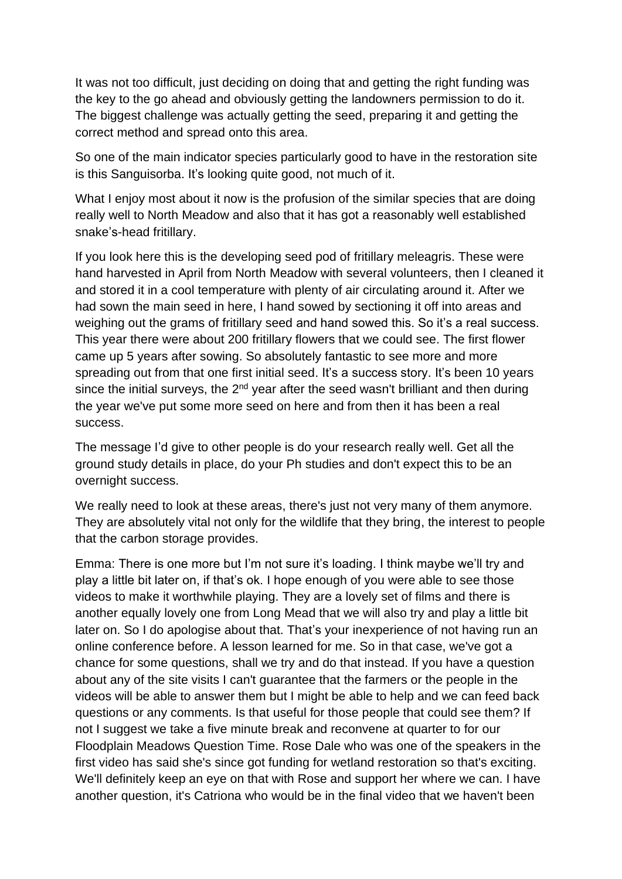It was not too difficult, just deciding on doing that and getting the right funding was the key to the go ahead and obviously getting the landowners permission to do it. The biggest challenge was actually getting the seed, preparing it and getting the correct method and spread onto this area.

So one of the main indicator species particularly good to have in the restoration site is this Sanguisorba. It's looking quite good, not much of it.

What I enjoy most about it now is the profusion of the similar species that are doing really well to North Meadow and also that it has got a reasonably well established snake's-head fritillary.

If you look here this is the developing seed pod of fritillary meleagris. These were hand harvested in April from North Meadow with several volunteers, then I cleaned it and stored it in a cool temperature with plenty of air circulating around it. After we had sown the main seed in here, I hand sowed by sectioning it off into areas and weighing out the grams of fritillary seed and hand sowed this. So it's a real success. This year there were about 200 fritillary flowers that we could see. The first flower came up 5 years after sowing. So absolutely fantastic to see more and more spreading out from that one first initial seed. It's a success story. It's been 10 years since the initial surveys, the 2nd year after the seed wasn't brilliant and then during the year we've put some more seed on here and from then it has been a real success.

The message I'd give to other people is do your research really well. Get all the ground study details in place, do your Ph studies and don't expect this to be an overnight success.

We really need to look at these areas, there's just not very many of them anymore. They are absolutely vital not only for the wildlife that they bring, the interest to people that the carbon storage provides.

Emma: There is one more but I'm not sure it's loading. I think maybe we'll try and play a little bit later on, if that's ok. I hope enough of you were able to see those videos to make it worthwhile playing. They are a lovely set of films and there is another equally lovely one from Long Mead that we will also try and play a little bit later on. So I do apologise about that. That's your inexperience of not having run an online conference before. A lesson learned for me. So in that case, we've got a chance for some questions, shall we try and do that instead. If you have a question about any of the site visits I can't guarantee that the farmers or the people in the videos will be able to answer them but I might be able to help and we can feed back questions or any comments. Is that useful for those people that could see them? If not I suggest we take a five minute break and reconvene at quarter to for our Floodplain Meadows Question Time. Rose Dale who was one of the speakers in the first video has said she's since got funding for wetland restoration so that's exciting. We'll definitely keep an eye on that with Rose and support her where we can. I have another question, it's Catriona who would be in the final video that we haven't been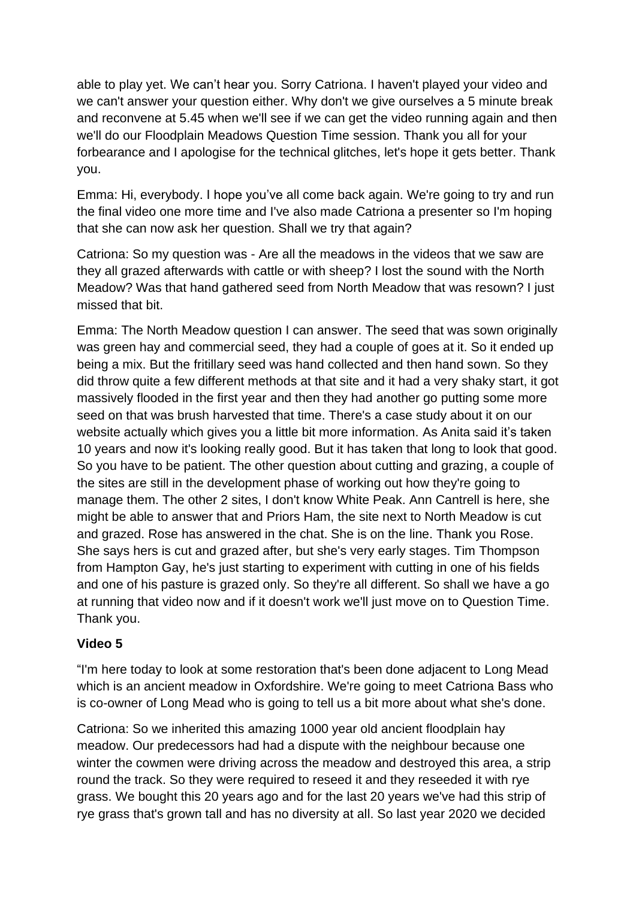able to play yet. We can't hear you. Sorry Catriona. I haven't played your video and we can't answer your question either. Why don't we give ourselves a 5 minute break and reconvene at 5.45 when we'll see if we can get the video running again and then we'll do our Floodplain Meadows Question Time session. Thank you all for your forbearance and I apologise for the technical glitches, let's hope it gets better. Thank you.

Emma: Hi, everybody. I hope you've all come back again. We're going to try and run the final video one more time and I've also made Catriona a presenter so I'm hoping that she can now ask her question. Shall we try that again?

Catriona: So my question was - Are all the meadows in the videos that we saw are they all grazed afterwards with cattle or with sheep? I lost the sound with the North Meadow? Was that hand gathered seed from North Meadow that was resown? I just missed that bit.

Emma: The North Meadow question I can answer. The seed that was sown originally was green hay and commercial seed, they had a couple of goes at it. So it ended up being a mix. But the fritillary seed was hand collected and then hand sown. So they did throw quite a few different methods at that site and it had a very shaky start, it got massively flooded in the first year and then they had another go putting some more seed on that was brush harvested that time. There's a case study about it on our website actually which gives you a little bit more information. As Anita said it's taken 10 years and now it's looking really good. But it has taken that long to look that good. So you have to be patient. The other question about cutting and grazing, a couple of the sites are still in the development phase of working out how they're going to manage them. The other 2 sites, I don't know White Peak. Ann Cantrell is here, she might be able to answer that and Priors Ham, the site next to North Meadow is cut and grazed. Rose has answered in the chat. She is on the line. Thank you Rose. She says hers is cut and grazed after, but she's very early stages. Tim Thompson from Hampton Gay, he's just starting to experiment with cutting in one of his fields and one of his pasture is grazed only. So they're all different. So shall we have a go at running that video now and if it doesn't work we'll just move on to Question Time. Thank you.

**Video 5**

"I'm here today to look at some restoration that's been done adjacent to Long Mead which is an ancient meadow in Oxfordshire. We're going to meet Catriona Bass who is co-owner of Long Mead who is going to tell us a bit more about what she's done.

Catriona: So we inherited this amazing 1000 year old ancient floodplain hay meadow. Our predecessors had had a dispute with the neighbour because one winter the cowmen were driving across the meadow and destroyed this area, a strip round the track. So they were required to reseed it and they reseeded it with rye grass. We bought this 20 years ago and for the last 20 years we've had this strip of rye grass that's grown tall and has no diversity at all. So last year 2020 we decided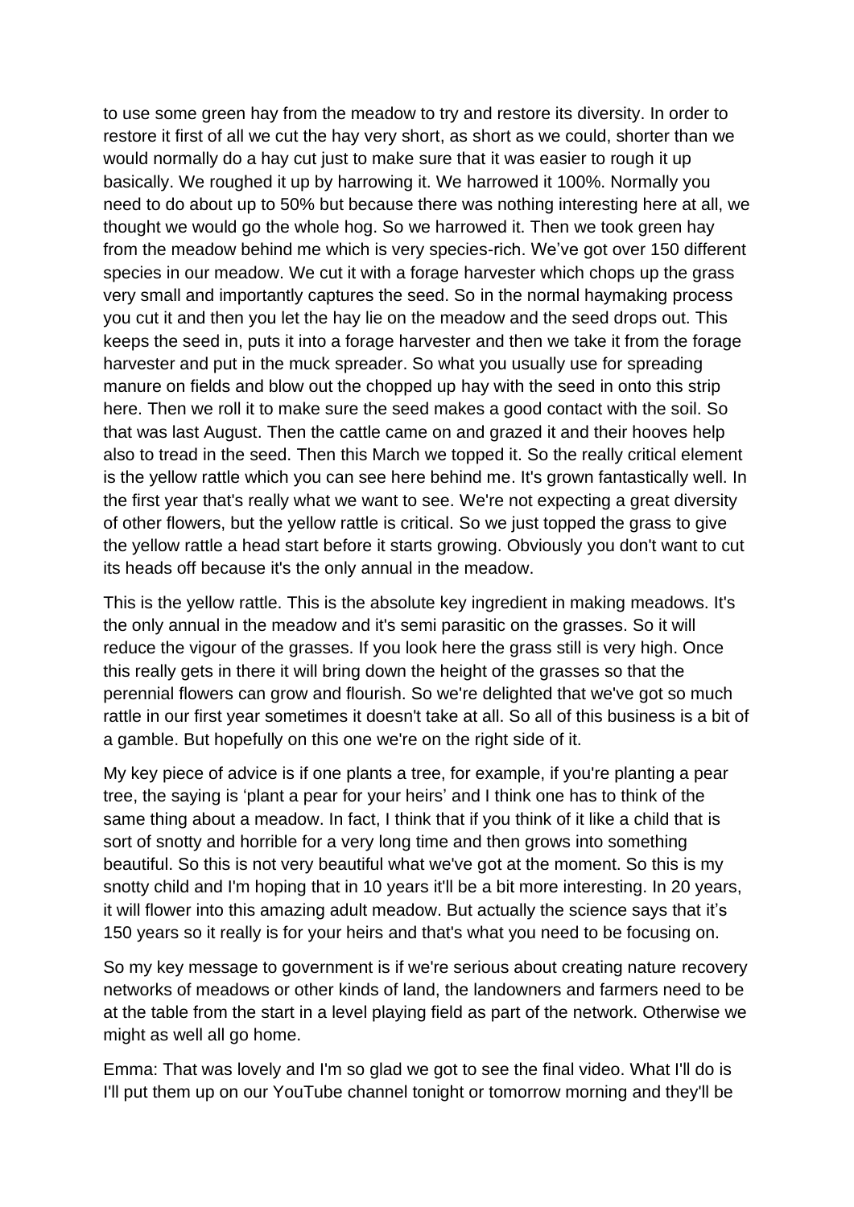to use some green hay from the meadow to try and restore its diversity. In order to restore it first of all we cut the hay very short, as short as we could, shorter than we would normally do a hay cut just to make sure that it was easier to rough it up basically. We roughed it up by harrowing it. We harrowed it 100%. Normally you need to do about up to 50% but because there was nothing interesting here at all, we thought we would go the whole hog. So we harrowed it. Then we took green hay from the meadow behind me which is very species-rich. We've got over 150 different species in our meadow. We cut it with a forage harvester which chops up the grass very small and importantly captures the seed. So in the normal haymaking process you cut it and then you let the hay lie on the meadow and the seed drops out. This keeps the seed in, puts it into a forage harvester and then we take it from the forage harvester and put in the muck spreader. So what you usually use for spreading manure on fields and blow out the chopped up hay with the seed in onto this strip here. Then we roll it to make sure the seed makes a good contact with the soil. So that was last August. Then the cattle came on and grazed it and their hooves help also to tread in the seed. Then this March we topped it. So the really critical element is the yellow rattle which you can see here behind me. It's grown fantastically well. In the first year that's really what we want to see. We're not expecting a great diversity of other flowers, but the yellow rattle is critical. So we just topped the grass to give the yellow rattle a head start before it starts growing. Obviously you don't want to cut its heads off because it's the only annual in the meadow.

This is the yellow rattle. This is the absolute key ingredient in making meadows. It's the only annual in the meadow and it's semi parasitic on the grasses. So it will reduce the vigour of the grasses. If you look here the grass still is very high. Once this really gets in there it will bring down the height of the grasses so that the perennial flowers can grow and flourish. So we're delighted that we've got so much rattle in our first year sometimes it doesn't take at all. So all of this business is a bit of a gamble. But hopefully on this one we're on the right side of it.

My key piece of advice is if one plants a tree, for example, if you're planting a pear tree, the saying is 'plant a pear for your heirs' and I think one has to think of the same thing about a meadow. In fact, I think that if you think of it like a child that is sort of snotty and horrible for a very long time and then grows into something beautiful. So this is not very beautiful what we've got at the moment. So this is my snotty child and I'm hoping that in 10 years it'll be a bit more interesting. In 20 years, it will flower into this amazing adult meadow. But actually the science says that it's 150 years so it really is for your heirs and that's what you need to be focusing on.

So my key message to government is if we're serious about creating nature recovery networks of meadows or other kinds of land, the landowners and farmers need to be at the table from the start in a level playing field as part of the network. Otherwise we might as well all go home.

Emma: That was lovely and I'm so glad we got to see the final video. What I'll do is I'll put them up on our YouTube channel tonight or tomorrow morning and they'll be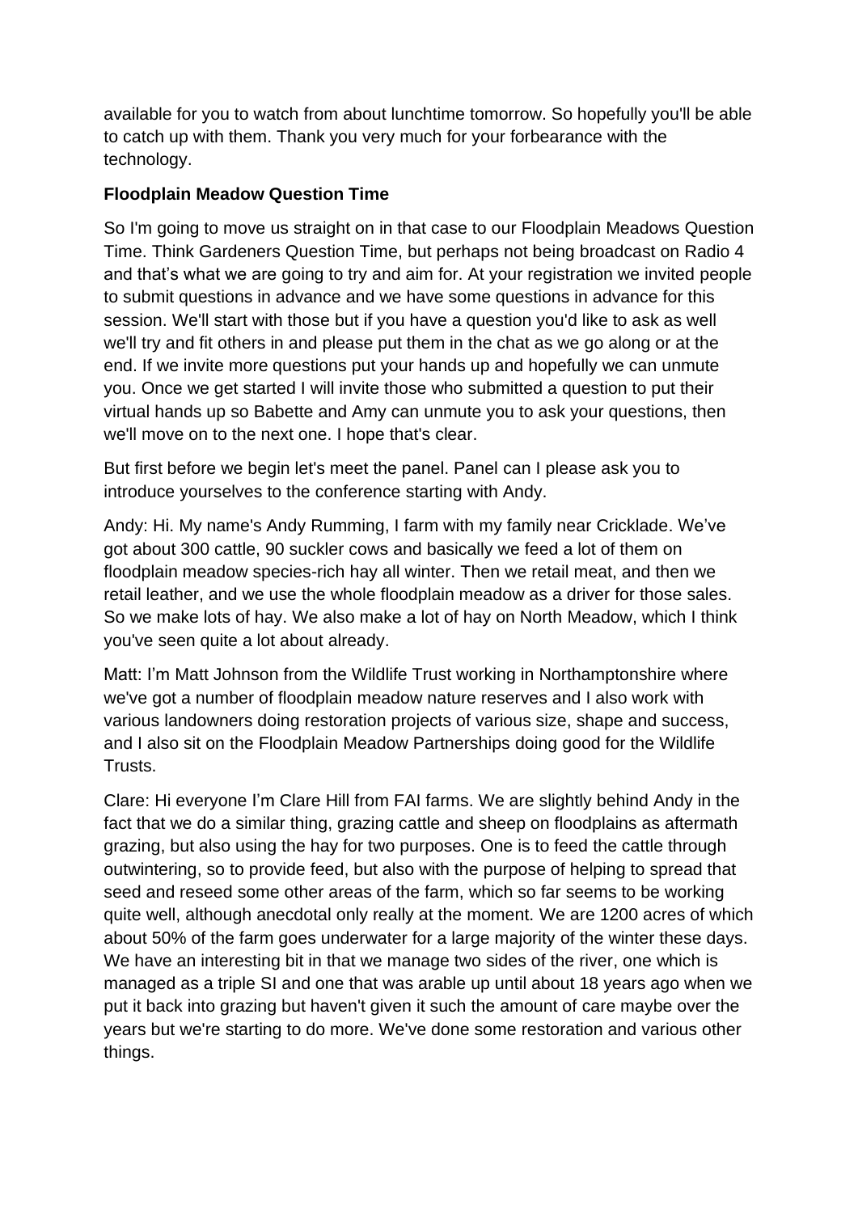available for you to watch from about lunchtime tomorrow. So hopefully you'll be able to catch up with them. Thank you very much for your forbearance with the technology.

**Floodplain Meadow Question Time**

So I'm going to move us straight on in that case to our Floodplain Meadows Question Time. Think Gardeners Question Time, but perhaps not being broadcast on Radio 4 and that's what we are going to try and aim for. At your registration we invited people to submit questions in advance and we have some questions in advance for this session. We'll start with those but if you have a question you'd like to ask as well we'll try and fit others in and please put them in the chat as we go along or at the end. If we invite more questions put your hands up and hopefully we can unmute you. Once we get started I will invite those who submitted a question to put their virtual hands up so Babette and Amy can unmute you to ask your questions, then we'll move on to the next one. I hope that's clear.

But first before we begin let's meet the panel. Panel can I please ask you to introduce yourselves to the conference starting with Andy.

Andy: Hi. My name's Andy Rumming, I farm with my family near Cricklade. We've got about 300 cattle, 90 suckler cows and basically we feed a lot of them on floodplain meadow species-rich hay all winter. Then we retail meat, and then we retail leather, and we use the whole floodplain meadow as a driver for those sales. So we make lots of hay. We also make a lot of hay on North Meadow, which I think you've seen quite a lot about already.

Matt: I'm Matt Johnson from the Wildlife Trust working in Northamptonshire where we've got a number of floodplain meadow nature reserves and I also work with various landowners doing restoration projects of various size, shape and success, and I also sit on the Floodplain Meadow Partnerships doing good for the Wildlife Trusts.

Clare: Hi everyone I'm Clare Hill from FAI farms. We are slightly behind Andy in the fact that we do a similar thing, grazing cattle and sheep on floodplains as aftermath grazing, but also using the hay for two purposes. One is to feed the cattle through outwintering, so to provide feed, but also with the purpose of helping to spread that seed and reseed some other areas of the farm, which so far seems to be working quite well, although anecdotal only really at the moment. We are 1200 acres of which about 50% of the farm goes underwater for a large majority of the winter these days. We have an interesting bit in that we manage two sides of the river, one which is managed as a triple SI and one that was arable up until about 18 years ago when we put it back into grazing but haven't given it such the amount of care maybe over the years but we're starting to do more. We've done some restoration and various other things.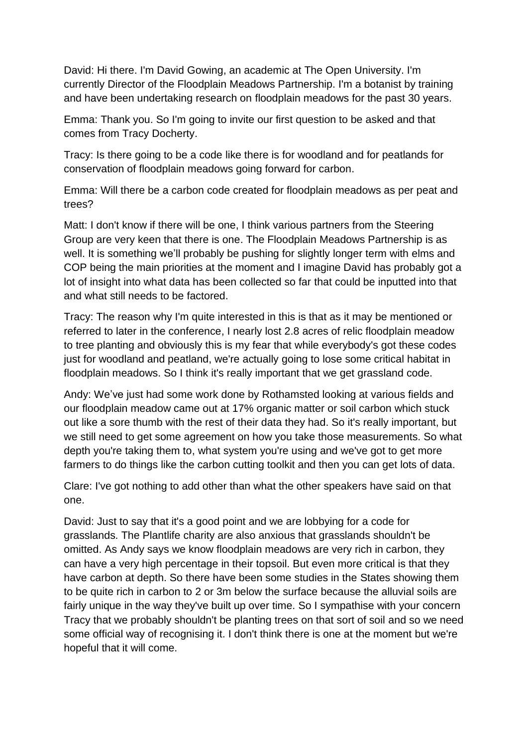David: Hi there. I'm David Gowing, an academic at The Open University. I'm currently Director of the Floodplain Meadows Partnership. I'm a botanist by training and have been undertaking research on floodplain meadows for the past 30 years.

Emma: Thank you. So I'm going to invite our first question to be asked and that comes from Tracy Docherty.

Tracy: Is there going to be a code like there is for woodland and for peatlands for conservation of floodplain meadows going forward for carbon.

Emma: Will there be a carbon code created for floodplain meadows as per peat and trees?

Matt: I don't know if there will be one, I think various partners from the Steering Group are very keen that there is one. The Floodplain Meadows Partnership is as well. It is something we'll probably be pushing for slightly longer term with elms and COP being the main priorities at the moment and I imagine David has probably got a lot of insight into what data has been collected so far that could be inputted into that and what still needs to be factored.

Tracy: The reason why I'm quite interested in this is that as it may be mentioned or referred to later in the conference, I nearly lost 2.8 acres of relic floodplain meadow to tree planting and obviously this is my fear that while everybody's got these codes just for woodland and peatland, we're actually going to lose some critical habitat in floodplain meadows. So I think it's really important that we get grassland code.

Andy: We've just had some work done by Rothamsted looking at various fields and our floodplain meadow came out at 17% organic matter or soil carbon which stuck out like a sore thumb with the rest of their data they had. So it's really important, but we still need to get some agreement on how you take those measurements. So what depth you're taking them to, what system you're using and we've got to get more farmers to do things like the carbon cutting toolkit and then you can get lots of data.

Clare: I've got nothing to add other than what the other speakers have said on that one.

David: Just to say that it's a good point and we are lobbying for a code for grasslands. The Plantlife charity are also anxious that grasslands shouldn't be omitted. As Andy says we know floodplain meadows are very rich in carbon, they can have a very high percentage in their topsoil. But even more critical is that they have carbon at depth. So there have been some studies in the States showing them to be quite rich in carbon to 2 or 3m below the surface because the alluvial soils are fairly unique in the way they've built up over time. So I sympathise with your concern Tracy that we probably shouldn't be planting trees on that sort of soil and so we need some official way of recognising it. I don't think there is one at the moment but we're hopeful that it will come.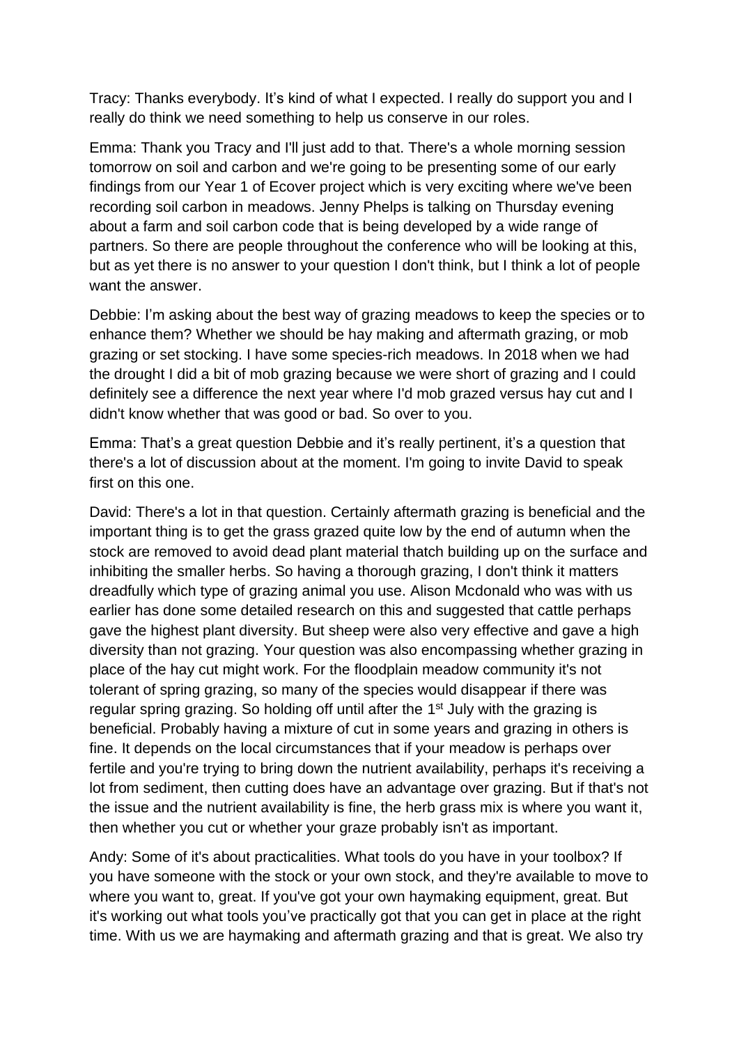Tracy: Thanks everybody. It's kind of what I expected. I really do support you and I really do think we need something to help us conserve in our roles.

Emma: Thank you Tracy and I'll just add to that. There's a whole morning session tomorrow on soil and carbon and we're going to be presenting some of our early findings from our Year 1 of Ecover project which is very exciting where we've been recording soil carbon in meadows. Jenny Phelps is talking on Thursday evening about a farm and soil carbon code that is being developed by a wide range of partners. So there are people throughout the conference who will be looking at this, but as yet there is no answer to your question I don't think, but I think a lot of people want the answer.

Debbie: I'm asking about the best way of grazing meadows to keep the species or to enhance them? Whether we should be hay making and aftermath grazing, or mob grazing or set stocking. I have some species-rich meadows. In 2018 when we had the drought I did a bit of mob grazing because we were short of grazing and I could definitely see a difference the next year where I'd mob grazed versus hay cut and I didn't know whether that was good or bad. So over to you.

Emma: That's a great question Debbie and it's really pertinent, it's a question that there's a lot of discussion about at the moment. I'm going to invite David to speak first on this one.

David: There's a lot in that question. Certainly aftermath grazing is beneficial and the important thing is to get the grass grazed quite low by the end of autumn when the stock are removed to avoid dead plant material thatch building up on the surface and inhibiting the smaller herbs. So having a thorough grazing, I don't think it matters dreadfully which type of grazing animal you use. Alison Mcdonald who was with us earlier has done some detailed research on this and suggested that cattle perhaps gave the highest plant diversity. But sheep were also very effective and gave a high diversity than not grazing. Your question was also encompassing whether grazing in place of the hay cut might work. For the floodplain meadow community it's not tolerant of spring grazing, so many of the species would disappear if there was regular spring grazing. So holding off until after the 1st July with the grazing is beneficial. Probably having a mixture of cut in some years and grazing in others is fine. It depends on the local circumstances that if your meadow is perhaps over fertile and you're trying to bring down the nutrient availability, perhaps it's receiving a lot from sediment, then cutting does have an advantage over grazing. But if that's not the issue and the nutrient availability is fine, the herb grass mix is where you want it, then whether you cut or whether your graze probably isn't as important.

Andy: Some of it's about practicalities. What tools do you have in your toolbox? If you have someone with the stock or your own stock, and they're available to move to where you want to, great. If you've got your own haymaking equipment, great. But it's working out what tools you've practically got that you can get in place at the right time. With us we are haymaking and aftermath grazing and that is great. We also try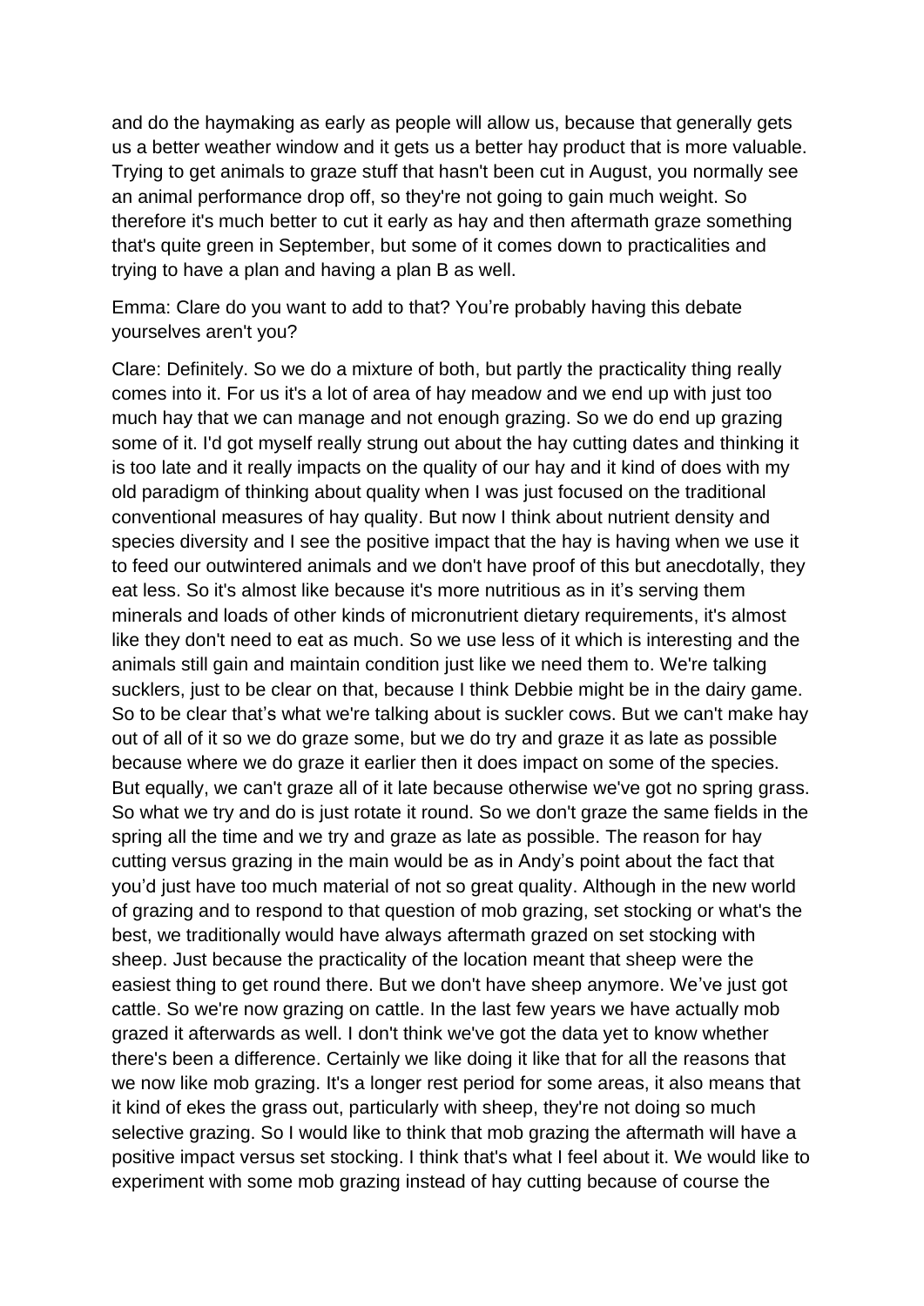and do the haymaking as early as people will allow us, because that generally gets us a better weather window and it gets us a better hay product that is more valuable. Trying to get animals to graze stuff that hasn't been cut in August, you normally see an animal performance drop off, so they're not going to gain much weight. So therefore it's much better to cut it early as hay and then aftermath graze something that's quite green in September, but some of it comes down to practicalities and trying to have a plan and having a plan B as well.

Emma: Clare do you want to add to that? You're probably having this debate yourselves aren't you?

Clare: Definitely. So we do a mixture of both, but partly the practicality thing really comes into it. For us it's a lot of area of hay meadow and we end up with just too much hay that we can manage and not enough grazing. So we do end up grazing some of it. I'd got myself really strung out about the hay cutting dates and thinking it is too late and it really impacts on the quality of our hay and it kind of does with my old paradigm of thinking about quality when I was just focused on the traditional conventional measures of hay quality. But now I think about nutrient density and species diversity and I see the positive impact that the hay is having when we use it to feed our outwintered animals and we don't have proof of this but anecdotally, they eat less. So it's almost like because it's more nutritious as in it's serving them minerals and loads of other kinds of micronutrient dietary requirements, it's almost like they don't need to eat as much. So we use less of it which is interesting and the animals still gain and maintain condition just like we need them to. We're talking sucklers, just to be clear on that, because I think Debbie might be in the dairy game. So to be clear that's what we're talking about is suckler cows. But we can't make hay out of all of it so we do graze some, but we do try and graze it as late as possible because where we do graze it earlier then it does impact on some of the species. But equally, we can't graze all of it late because otherwise we've got no spring grass. So what we try and do is just rotate it round. So we don't graze the same fields in the spring all the time and we try and graze as late as possible. The reason for hay cutting versus grazing in the main would be as in Andy's point about the fact that you'd just have too much material of not so great quality. Although in the new world of grazing and to respond to that question of mob grazing, set stocking or what's the best, we traditionally would have always aftermath grazed on set stocking with sheep. Just because the practicality of the location meant that sheep were the easiest thing to get round there. But we don't have sheep anymore. We've just got cattle. So we're now grazing on cattle. In the last few years we have actually mob grazed it afterwards as well. I don't think we've got the data yet to know whether there's been a difference. Certainly we like doing it like that for all the reasons that we now like mob grazing. It's a longer rest period for some areas, it also means that it kind of ekes the grass out, particularly with sheep, they're not doing so much selective grazing. So I would like to think that mob grazing the aftermath will have a positive impact versus set stocking. I think that's what I feel about it. We would like to experiment with some mob grazing instead of hay cutting because of course the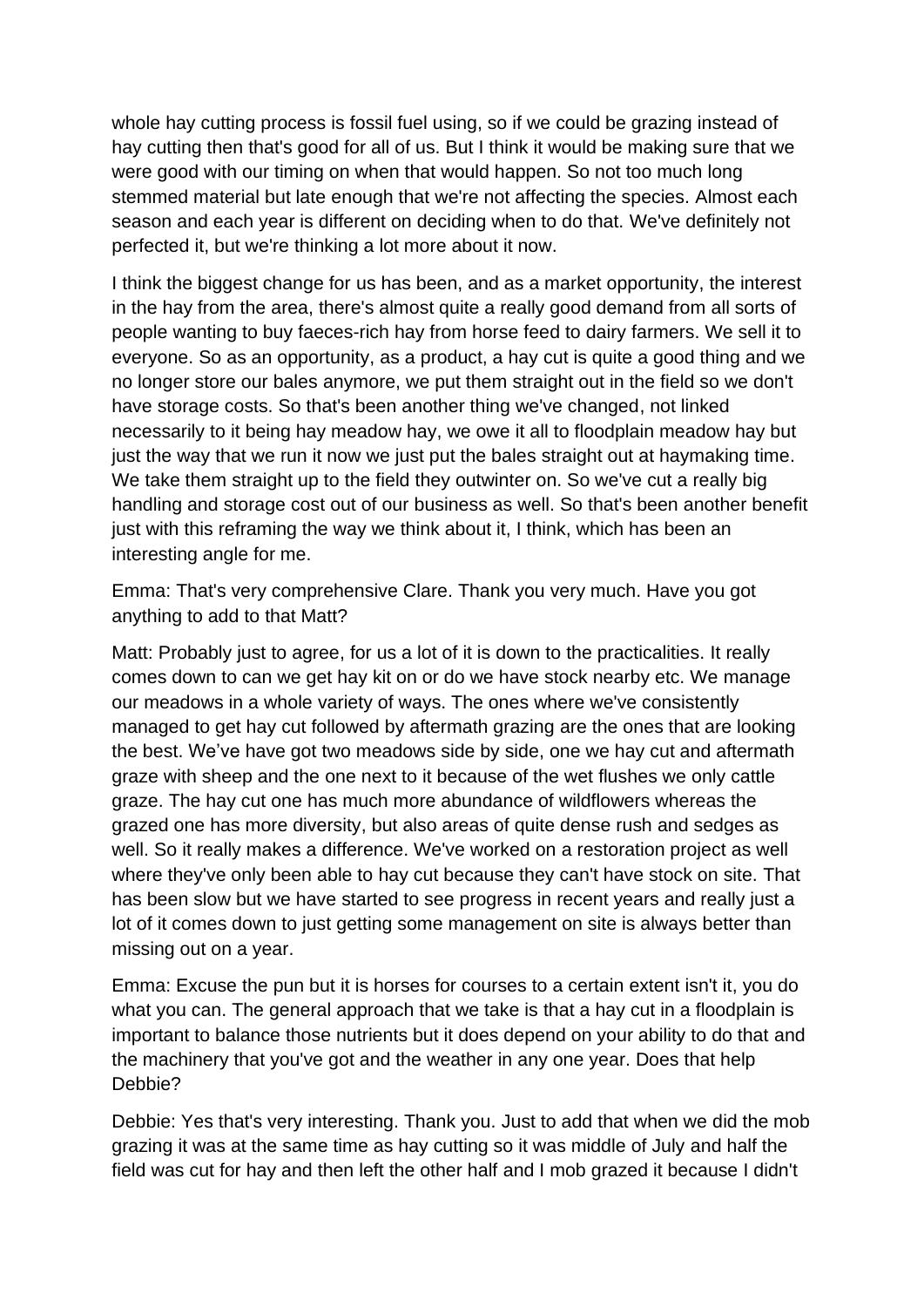whole hay cutting process is fossil fuel using, so if we could be grazing instead of hay cutting then that's good for all of us. But I think it would be making sure that we were good with our timing on when that would happen. So not too much long stemmed material but late enough that we're not affecting the species. Almost each season and each year is different on deciding when to do that. We've definitely not perfected it, but we're thinking a lot more about it now.

I think the biggest change for us has been, and as a market opportunity, the interest in the hay from the area, there's almost quite a really good demand from all sorts of people wanting to buy faeces-rich hay from horse feed to dairy farmers. We sell it to everyone. So as an opportunity, as a product, a hay cut is quite a good thing and we no longer store our bales anymore, we put them straight out in the field so we don't have storage costs. So that's been another thing we've changed, not linked necessarily to it being hay meadow hay, we owe it all to floodplain meadow hay but just the way that we run it now we just put the bales straight out at haymaking time. We take them straight up to the field they outwinter on. So we've cut a really big handling and storage cost out of our business as well. So that's been another benefit just with this reframing the way we think about it, I think, which has been an interesting angle for me.

Emma: That's very comprehensive Clare. Thank you very much. Have you got anything to add to that Matt?

Matt: Probably just to agree, for us a lot of it is down to the practicalities. It really comes down to can we get hay kit on or do we have stock nearby etc. We manage our meadows in a whole variety of ways. The ones where we've consistently managed to get hay cut followed by aftermath grazing are the ones that are looking the best. We've have got two meadows side by side, one we hay cut and aftermath graze with sheep and the one next to it because of the wet flushes we only cattle graze. The hay cut one has much more abundance of wildflowers whereas the grazed one has more diversity, but also areas of quite dense rush and sedges as well. So it really makes a difference. We've worked on a restoration project as well where they've only been able to hay cut because they can't have stock on site. That has been slow but we have started to see progress in recent years and really just a lot of it comes down to just getting some management on site is always better than missing out on a year.

Emma: Excuse the pun but it is horses for courses to a certain extent isn't it, you do what you can. The general approach that we take is that a hay cut in a floodplain is important to balance those nutrients but it does depend on your ability to do that and the machinery that you've got and the weather in any one year. Does that help Debbie?

Debbie: Yes that's very interesting. Thank you. Just to add that when we did the mob grazing it was at the same time as hay cutting so it was middle of July and half the field was cut for hay and then left the other half and I mob grazed it because I didn't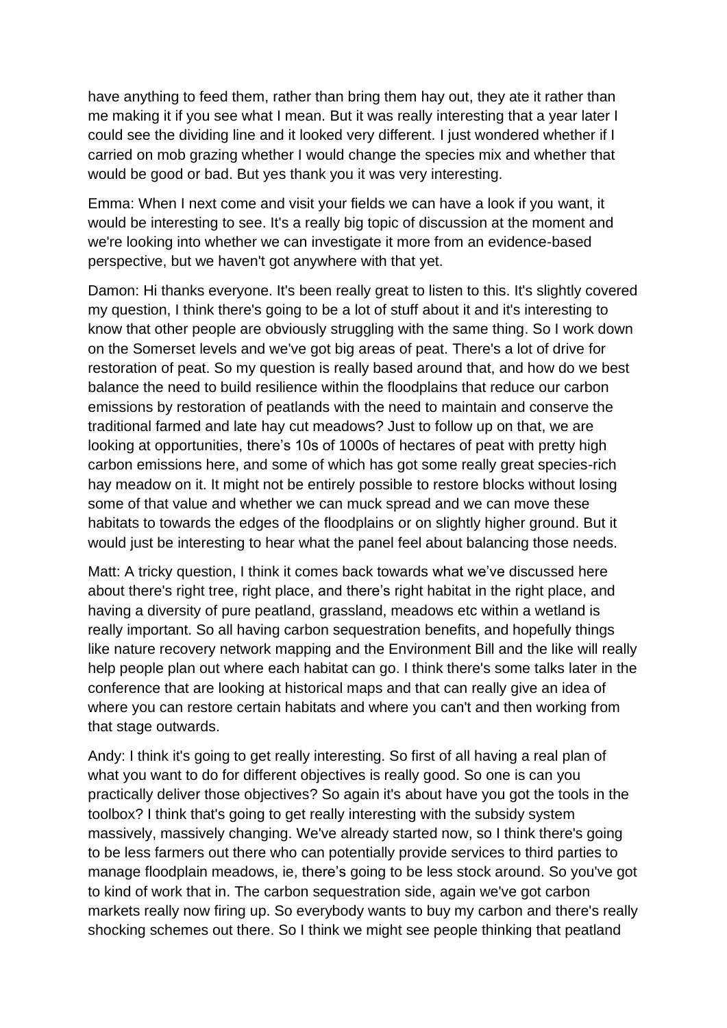have anything to feed them, rather than bring them hay out, they ate it rather than me making it if you see what I mean. But it was really interesting that a year later I could see the dividing line and it looked very different. I just wondered whether if I carried on mob grazing whether I would change the species mix and whether that would be good or bad. But yes thank you it was very interesting.

Emma: When I next come and visit your fields we can have a look if you want, it would be interesting to see. It's a really big topic of discussion at the moment and we're looking into whether we can investigate it more from an evidence-based perspective, but we haven't got anywhere with that yet.

Damon: Hi thanks everyone. It's been really great to listen to this. It's slightly covered my question, I think there's going to be a lot of stuff about it and it's interesting to know that other people are obviously struggling with the same thing. So I work down on the Somerset levels and we've got big areas of peat. There's a lot of drive for restoration of peat. So my question is really based around that, and how do we best balance the need to build resilience within the floodplains that reduce our carbon emissions by restoration of peatlands with the need to maintain and conserve the traditional farmed and late hay cut meadows? Just to follow up on that, we are looking at opportunities, there's 10s of 1000s of hectares of peat with pretty high carbon emissions here, and some of which has got some really great species-rich hay meadow on it. It might not be entirely possible to restore blocks without losing some of that value and whether we can muck spread and we can move these habitats to towards the edges of the floodplains or on slightly higher ground. But it would just be interesting to hear what the panel feel about balancing those needs.

Matt: A tricky question, I think it comes back towards what we've discussed here about there's right tree, right place, and there's right habitat in the right place, and having a diversity of pure peatland, grassland, meadows etc within a wetland is really important. So all having carbon sequestration benefits, and hopefully things like nature recovery network mapping and the Environment Bill and the like will really help people plan out where each habitat can go. I think there's some talks later in the conference that are looking at historical maps and that can really give an idea of where you can restore certain habitats and where you can't and then working from that stage outwards.

Andy: I think it's going to get really interesting. So first of all having a real plan of what you want to do for different objectives is really good. So one is can you practically deliver those objectives? So again it's about have you got the tools in the toolbox? I think that's going to get really interesting with the subsidy system massively, massively changing. We've already started now, so I think there's going to be less farmers out there who can potentially provide services to third parties to manage floodplain meadows, ie, there's going to be less stock around. So you've got to kind of work that in. The carbon sequestration side, again we've got carbon markets really now firing up. So everybody wants to buy my carbon and there's really shocking schemes out there. So I think we might see people thinking that peatland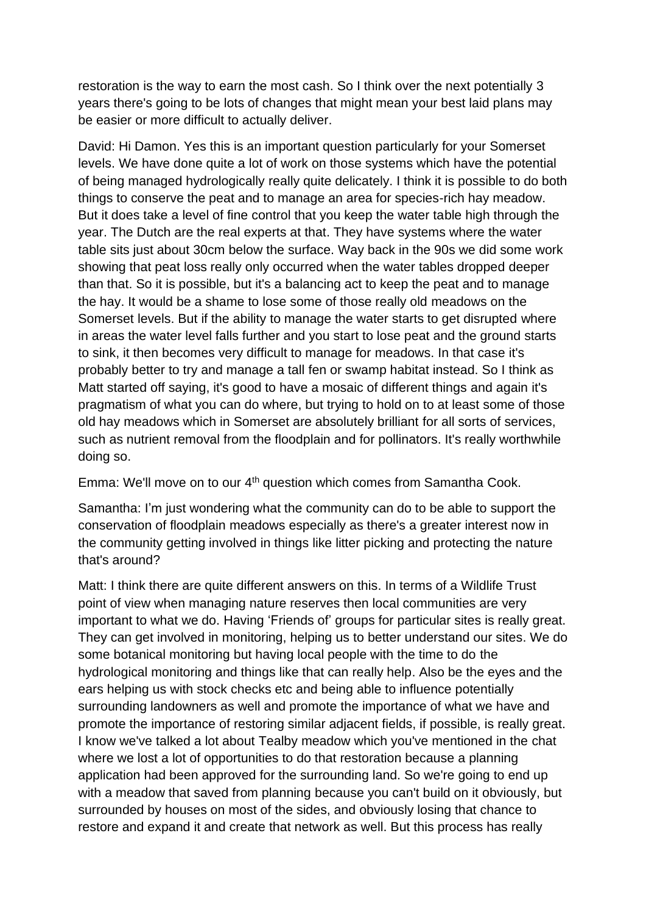restoration is the way to earn the most cash. So I think over the next potentially 3 years there's going to be lots of changes that might mean your best laid plans may be easier or more difficult to actually deliver.

David: Hi Damon. Yes this is an important question particularly for your Somerset levels. We have done quite a lot of work on those systems which have the potential of being managed hydrologically really quite delicately. I think it is possible to do both things to conserve the peat and to manage an area for species-rich hay meadow. But it does take a level of fine control that you keep the water table high through the year. The Dutch are the real experts at that. They have systems where the water table sits just about 30cm below the surface. Way back in the 90s we did some work showing that peat loss really only occurred when the water tables dropped deeper than that. So it is possible, but it's a balancing act to keep the peat and to manage the hay. It would be a shame to lose some of those really old meadows on the Somerset levels. But if the ability to manage the water starts to get disrupted where in areas the water level falls further and you start to lose peat and the ground starts to sink, it then becomes very difficult to manage for meadows. In that case it's probably better to try and manage a tall fen or swamp habitat instead. So I think as Matt started off saying, it's good to have a mosaic of different things and again it's pragmatism of what you can do where, but trying to hold on to at least some of those old hay meadows which in Somerset are absolutely brilliant for all sorts of services, such as nutrient removal from the floodplain and for pollinators. It's really worthwhile doing so.

Emma: We'll move on to our 4th question which comes from Samantha Cook.

Samantha: I'm just wondering what the community can do to be able to support the conservation of floodplain meadows especially as there's a greater interest now in the community getting involved in things like litter picking and protecting the nature that's around?

Matt: I think there are quite different answers on this. In terms of a Wildlife Trust point of view when managing nature reserves then local communities are very important to what we do. Having 'Friends of' groups for particular sites is really great. They can get involved in monitoring, helping us to better understand our sites. We do some botanical monitoring but having local people with the time to do the hydrological monitoring and things like that can really help. Also be the eyes and the ears helping us with stock checks etc and being able to influence potentially surrounding landowners as well and promote the importance of what we have and promote the importance of restoring similar adjacent fields, if possible, is really great. I know we've talked a lot about Tealby meadow which you've mentioned in the chat where we lost a lot of opportunities to do that restoration because a planning application had been approved for the surrounding land. So we're going to end up with a meadow that saved from planning because you can't build on it obviously, but surrounded by houses on most of the sides, and obviously losing that chance to restore and expand it and create that network as well. But this process has really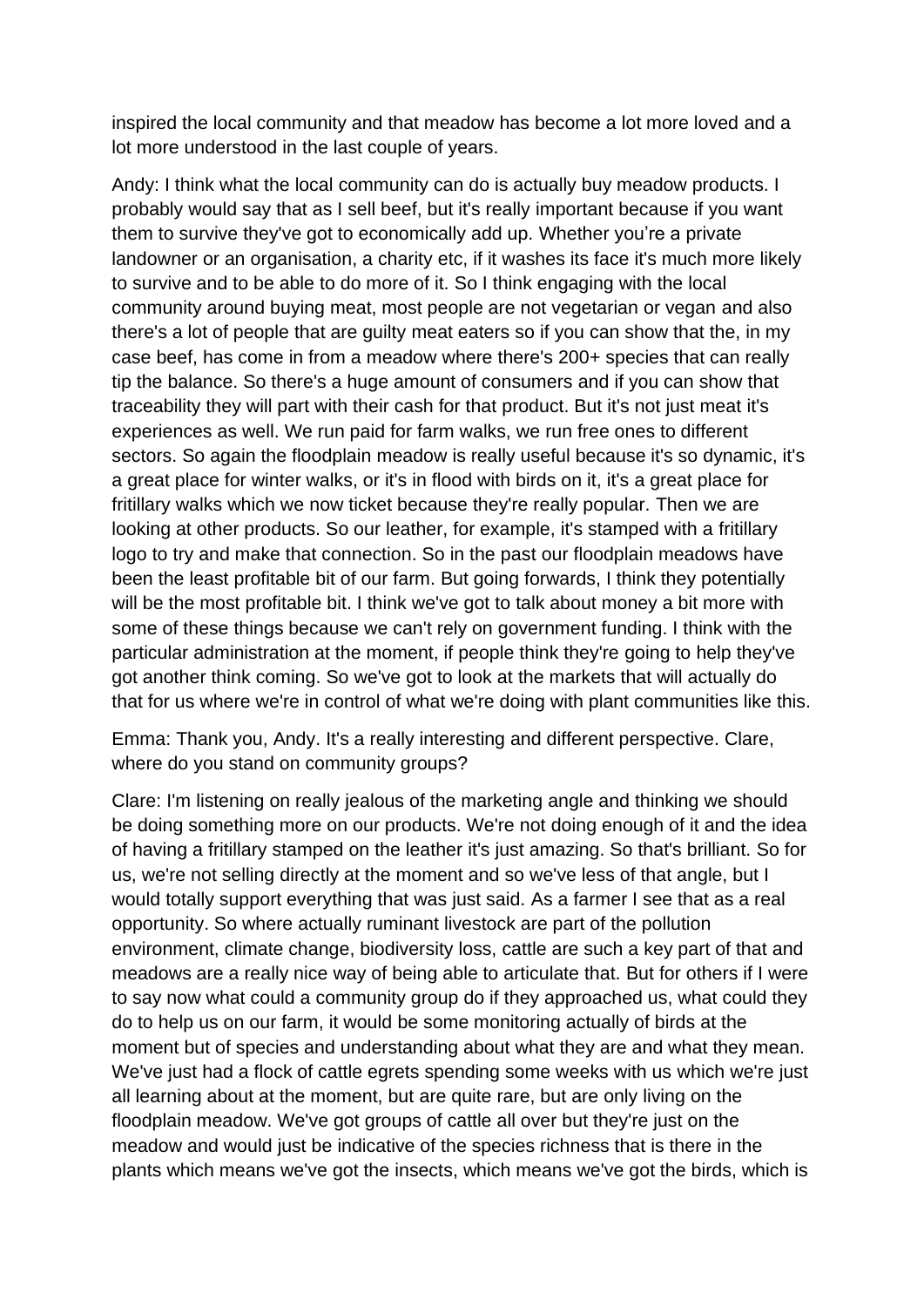inspired the local community and that meadow has become a lot more loved and a lot more understood in the last couple of years.

Andy: I think what the local community can do is actually buy meadow products. I probably would say that as I sell beef, but it's really important because if you want them to survive they've got to economically add up. Whether you're a private landowner or an organisation, a charity etc, if it washes its face it's much more likely to survive and to be able to do more of it. So I think engaging with the local community around buying meat, most people are not vegetarian or vegan and also there's a lot of people that are guilty meat eaters so if you can show that the, in my case beef, has come in from a meadow where there's 200+ species that can really tip the balance. So there's a huge amount of consumers and if you can show that traceability they will part with their cash for that product. But it's not just meat it's experiences as well. We run paid for farm walks, we run free ones to different sectors. So again the floodplain meadow is really useful because it's so dynamic, it's a great place for winter walks, or it's in flood with birds on it, it's a great place for fritillary walks which we now ticket because they're really popular. Then we are looking at other products. So our leather, for example, it's stamped with a fritillary logo to try and make that connection. So in the past our floodplain meadows have been the least profitable bit of our farm. But going forwards, I think they potentially will be the most profitable bit. I think we've got to talk about money a bit more with some of these things because we can't rely on government funding. I think with the particular administration at the moment, if people think they're going to help they've got another think coming. So we've got to look at the markets that will actually do that for us where we're in control of what we're doing with plant communities like this.

Emma: Thank you, Andy. It's a really interesting and different perspective. Clare, where do you stand on community groups?

Clare: I'm listening on really jealous of the marketing angle and thinking we should be doing something more on our products. We're not doing enough of it and the idea of having a fritillary stamped on the leather it's just amazing. So that's brilliant. So for us, we're not selling directly at the moment and so we've less of that angle, but I would totally support everything that was just said. As a farmer I see that as a real opportunity. So where actually ruminant livestock are part of the pollution environment, climate change, biodiversity loss, cattle are such a key part of that and meadows are a really nice way of being able to articulate that. But for others if I were to say now what could a community group do if they approached us, what could they do to help us on our farm, it would be some monitoring actually of birds at the moment but of species and understanding about what they are and what they mean. We've just had a flock of cattle egrets spending some weeks with us which we're just all learning about at the moment, but are quite rare, but are only living on the floodplain meadow. We've got groups of cattle all over but they're just on the meadow and would just be indicative of the species richness that is there in the plants which means we've got the insects, which means we've got the birds, which is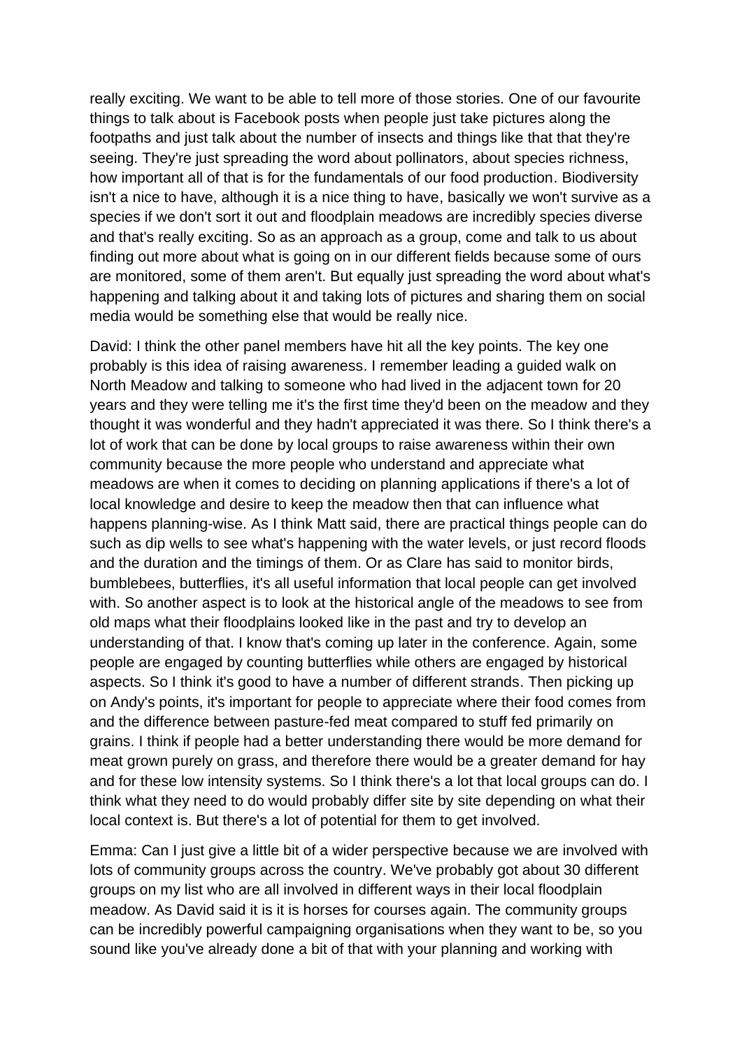really exciting. We want to be able to tell more of those stories. One of our favourite things to talk about is Facebook posts when people just take pictures along the footpaths and just talk about the number of insects and things like that that they're seeing. They're just spreading the word about pollinators, about species richness, how important all of that is for the fundamentals of our food production. Biodiversity isn't a nice to have, although it is a nice thing to have, basically we won't survive as a species if we don't sort it out and floodplain meadows are incredibly species diverse and that's really exciting. So as an approach as a group, come and talk to us about finding out more about what is going on in our different fields because some of ours are monitored, some of them aren't. But equally just spreading the word about what's happening and talking about it and taking lots of pictures and sharing them on social media would be something else that would be really nice.

David: I think the other panel members have hit all the key points. The key one probably is this idea of raising awareness. I remember leading a guided walk on North Meadow and talking to someone who had lived in the adjacent town for 20 years and they were telling me it's the first time they'd been on the meadow and they thought it was wonderful and they hadn't appreciated it was there. So I think there's a lot of work that can be done by local groups to raise awareness within their own community because the more people who understand and appreciate what meadows are when it comes to deciding on planning applications if there's a lot of local knowledge and desire to keep the meadow then that can influence what happens planning-wise. As I think Matt said, there are practical things people can do such as dip wells to see what's happening with the water levels, or just record floods and the duration and the timings of them. Or as Clare has said to monitor birds, bumblebees, butterflies, it's all useful information that local people can get involved with. So another aspect is to look at the historical angle of the meadows to see from old maps what their floodplains looked like in the past and try to develop an understanding of that. I know that's coming up later in the conference. Again, some people are engaged by counting butterflies while others are engaged by historical aspects. So I think it's good to have a number of different strands. Then picking up on Andy's points, it's important for people to appreciate where their food comes from and the difference between pasture-fed meat compared to stuff fed primarily on grains. I think if people had a better understanding there would be more demand for meat grown purely on grass, and therefore there would be a greater demand for hay and for these low intensity systems. So I think there's a lot that local groups can do. I think what they need to do would probably differ site by site depending on what their local context is. But there's a lot of potential for them to get involved.

Emma: Can I just give a little bit of a wider perspective because we are involved with lots of community groups across the country. We've probably got about 30 different groups on my list who are all involved in different ways in their local floodplain meadow. As David said it is it is horses for courses again. The community groups can be incredibly powerful campaigning organisations when they want to be, so you sound like you've already done a bit of that with your planning and working with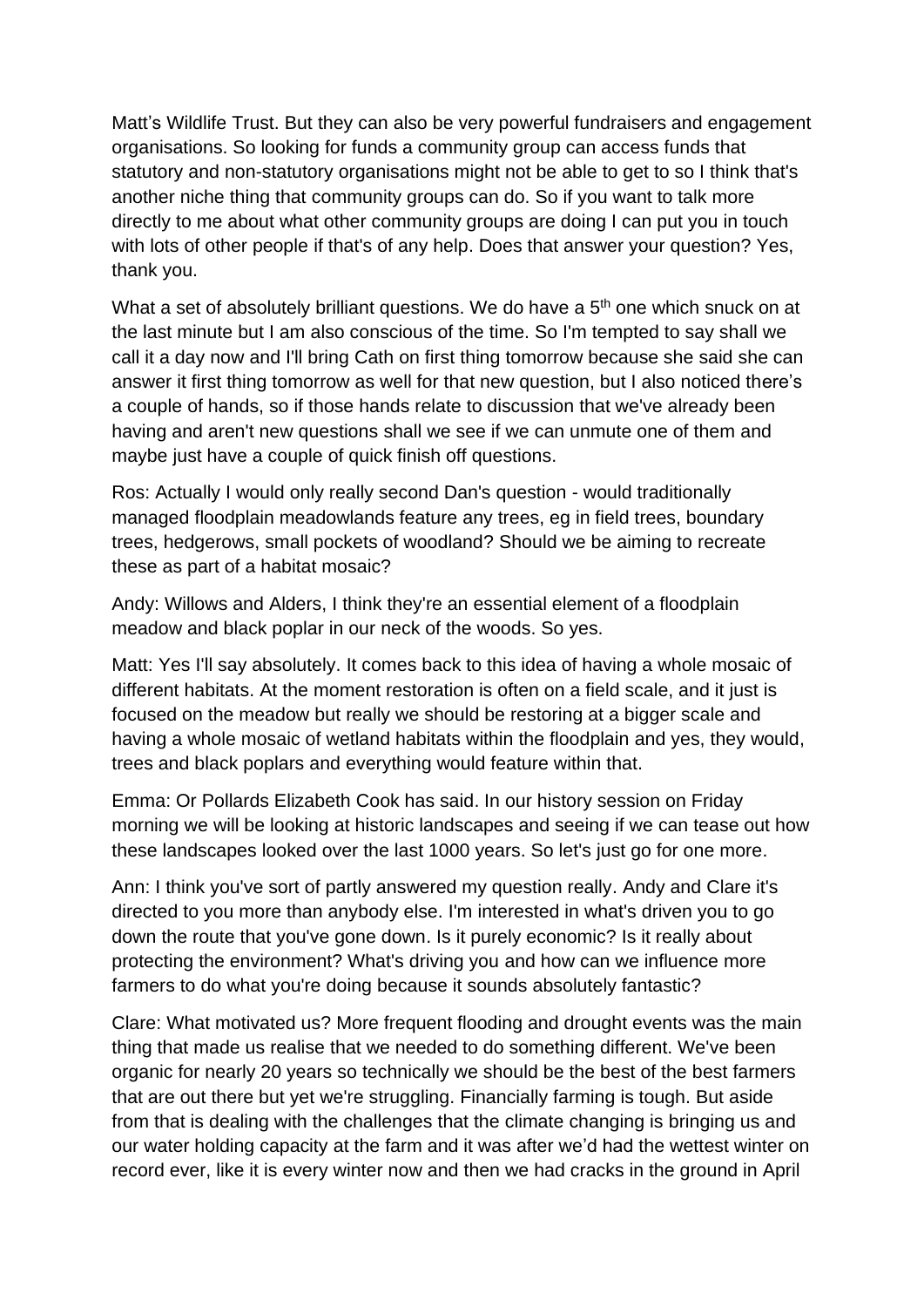Matt's Wildlife Trust. But they can also be very powerful fundraisers and engagement organisations. So looking for funds a community group can access funds that statutory and non-statutory organisations might not be able to get to so I think that's another niche thing that community groups can do. So if you want to talk more directly to me about what other community groups are doing I can put you in touch with lots of other people if that's of any help. Does that answer your question? Yes, thank you.

What a set of absolutely brilliant questions. We do have a 5th one which snuck on at the last minute but I am also conscious of the time. So I'm tempted to say shall we call it a day now and I'll bring Cath on first thing tomorrow because she said she can answer it first thing tomorrow as well for that new question, but I also noticed there's a couple of hands, so if those hands relate to discussion that we've already been having and aren't new questions shall we see if we can unmute one of them and maybe just have a couple of quick finish off questions.

Ros: Actually I would only really second Dan's question - would traditionally managed floodplain meadowlands feature any trees, eg in field trees, boundary trees, hedgerows, small pockets of woodland? Should we be aiming to recreate these as part of a habitat mosaic?

Andy: Willows and Alders, I think they're an essential element of a floodplain meadow and black poplar in our neck of the woods. So yes.

Matt: Yes I'll say absolutely. It comes back to this idea of having a whole mosaic of different habitats. At the moment restoration is often on a field scale, and it just is focused on the meadow but really we should be restoring at a bigger scale and having a whole mosaic of wetland habitats within the floodplain and yes, they would, trees and black poplars and everything would feature within that.

Emma: Or Pollards Elizabeth Cook has said. In our history session on Friday morning we will be looking at historic landscapes and seeing if we can tease out how these landscapes looked over the last 1000 years. So let's just go for one more.

Ann: I think you've sort of partly answered my question really. Andy and Clare it's directed to you more than anybody else. I'm interested in what's driven you to go down the route that you've gone down. Is it purely economic? Is it really about protecting the environment? What's driving you and how can we influence more farmers to do what you're doing because it sounds absolutely fantastic?

Clare: What motivated us? More frequent flooding and drought events was the main thing that made us realise that we needed to do something different. We've been organic for nearly 20 years so technically we should be the best of the best farmers that are out there but yet we're struggling. Financially farming is tough. But aside from that is dealing with the challenges that the climate changing is bringing us and our water holding capacity at the farm and it was after we'd had the wettest winter on record ever, like it is every winter now and then we had cracks in the ground in April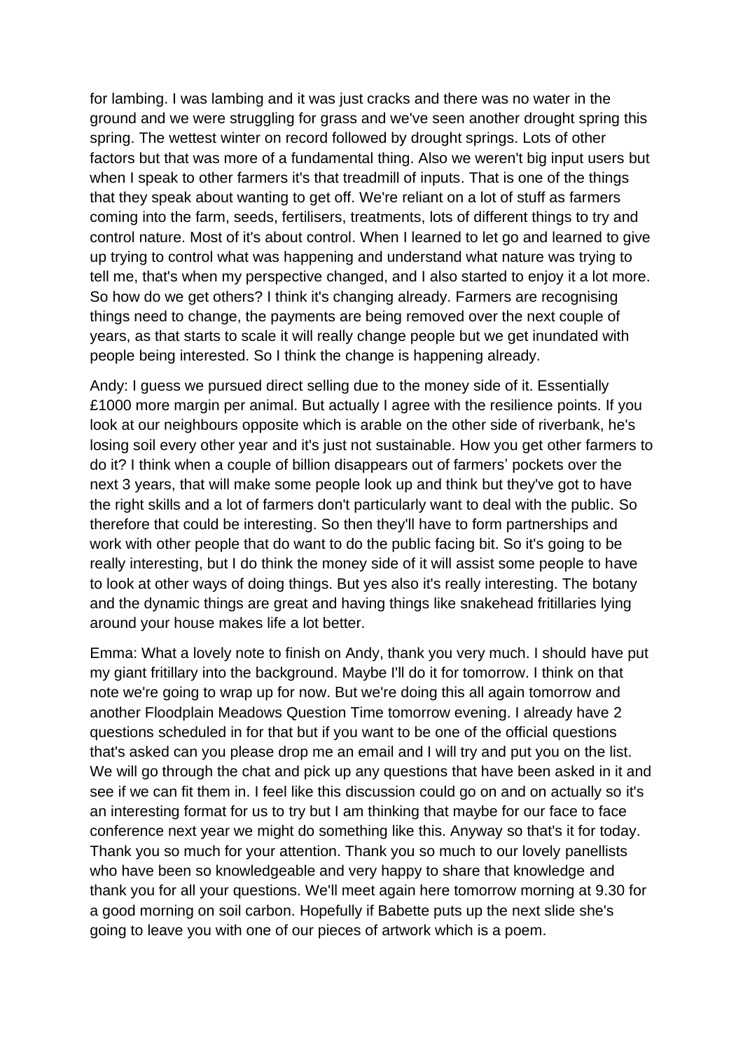for lambing. I was lambing and it was just cracks and there was no water in the ground and we were struggling for grass and we've seen another drought spring this spring. The wettest winter on record followed by drought springs. Lots of other factors but that was more of a fundamental thing. Also we weren't big input users but when I speak to other farmers it's that treadmill of inputs. That is one of the things that they speak about wanting to get off. We're reliant on a lot of stuff as farmers coming into the farm, seeds, fertilisers, treatments, lots of different things to try and control nature. Most of it's about control. When I learned to let go and learned to give up trying to control what was happening and understand what nature was trying to tell me, that's when my perspective changed, and I also started to enjoy it a lot more. So how do we get others? I think it's changing already. Farmers are recognising things need to change, the payments are being removed over the next couple of years, as that starts to scale it will really change people but we get inundated with people being interested. So I think the change is happening already.

Andy: I guess we pursued direct selling due to the money side of it. Essentially £1000 more margin per animal. But actually I agree with the resilience points. If you look at our neighbours opposite which is arable on the other side of riverbank, he's losing soil every other year and it's just not sustainable. How you get other farmers to do it? I think when a couple of billion disappears out of farmers' pockets over the next 3 years, that will make some people look up and think but they've got to have the right skills and a lot of farmers don't particularly want to deal with the public. So therefore that could be interesting. So then they'll have to form partnerships and work with other people that do want to do the public facing bit. So it's going to be really interesting, but I do think the money side of it will assist some people to have to look at other ways of doing things. But yes also it's really interesting. The botany and the dynamic things are great and having things like snakehead fritillaries lying around your house makes life a lot better.

Emma: What a lovely note to finish on Andy, thank you very much. I should have put my giant fritillary into the background. Maybe I'll do it for tomorrow. I think on that note we're going to wrap up for now. But we're doing this all again tomorrow and another Floodplain Meadows Question Time tomorrow evening. I already have 2 questions scheduled in for that but if you want to be one of the official questions that's asked can you please drop me an email and I will try and put you on the list. We will go through the chat and pick up any questions that have been asked in it and see if we can fit them in. I feel like this discussion could go on and on actually so it's an interesting format for us to try but I am thinking that maybe for our face to face conference next year we might do something like this. Anyway so that's it for today. Thank you so much for your attention. Thank you so much to our lovely panellists who have been so knowledgeable and very happy to share that knowledge and thank you for all your questions. We'll meet again here tomorrow morning at 9.30 for a good morning on soil carbon. Hopefully if Babette puts up the next slide she's going to leave you with one of our pieces of artwork which is a poem.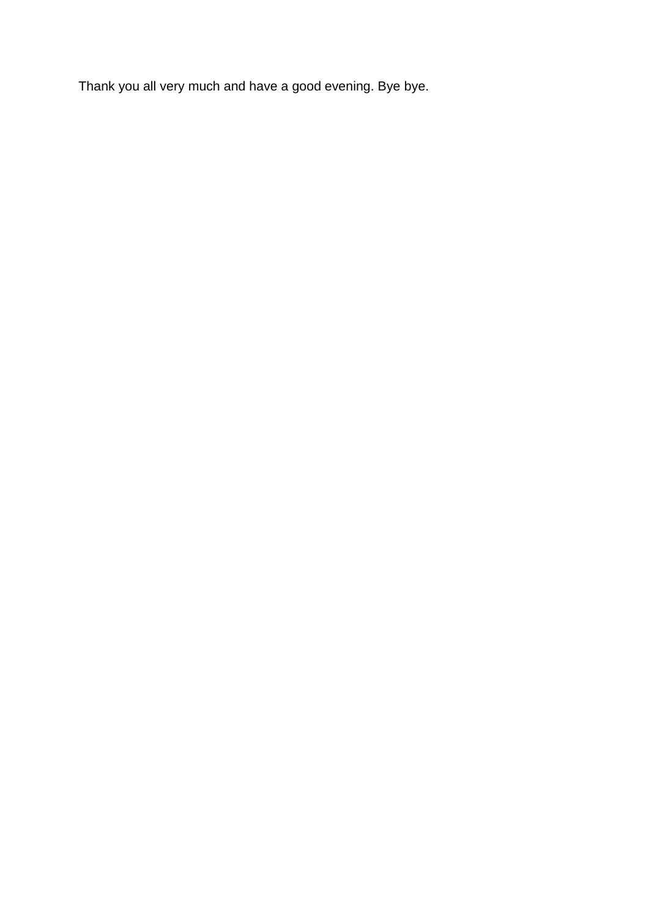Thank you all very much and have a good evening. Bye bye.